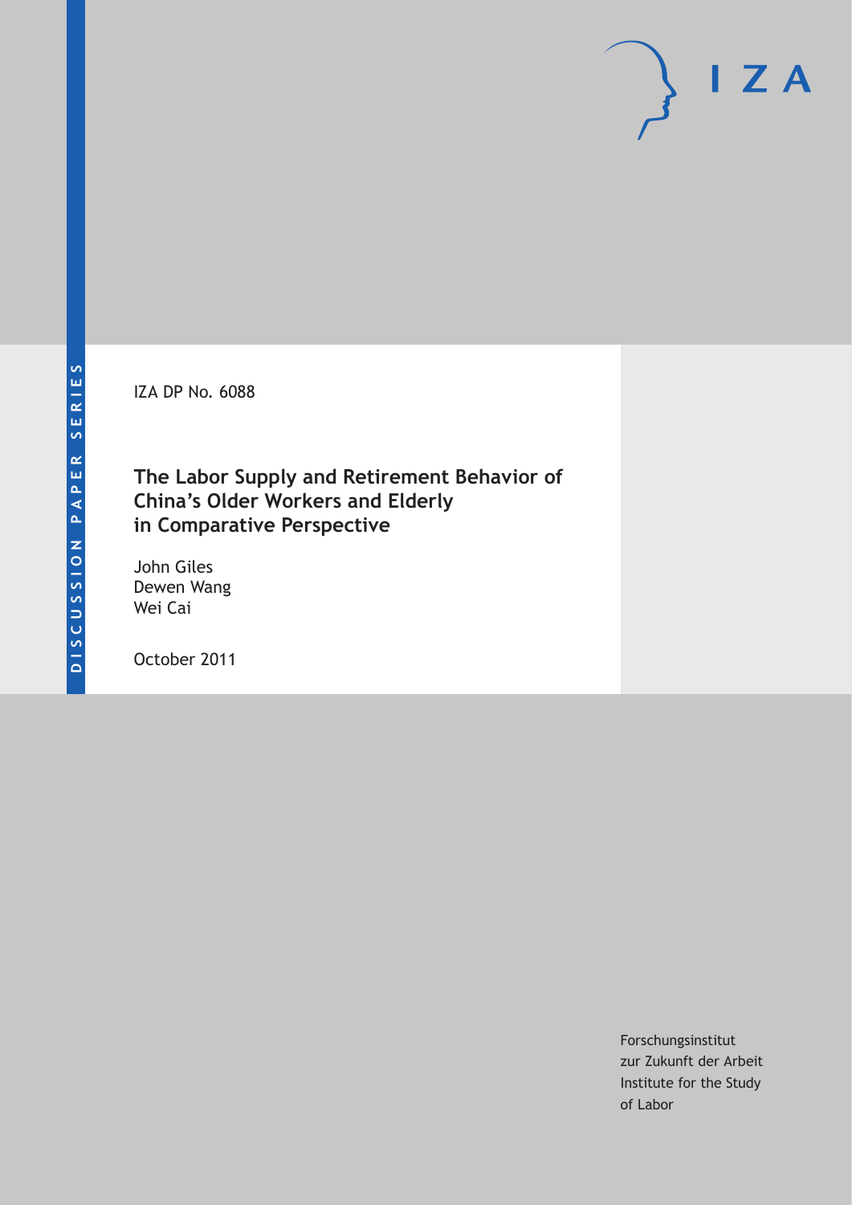DISCUSSION PAPER SERIES

IZA

IZA DP No. 6088

# The Labor Supply and Retirement Behavior of China's Older Workers and Elderly in Comparative Perspective

John Giles
Dewen Wang
Wei Cai

October 2011

Forschungsinstitut
zur Zukunft der Arbeit
Institute for the Study
of Labor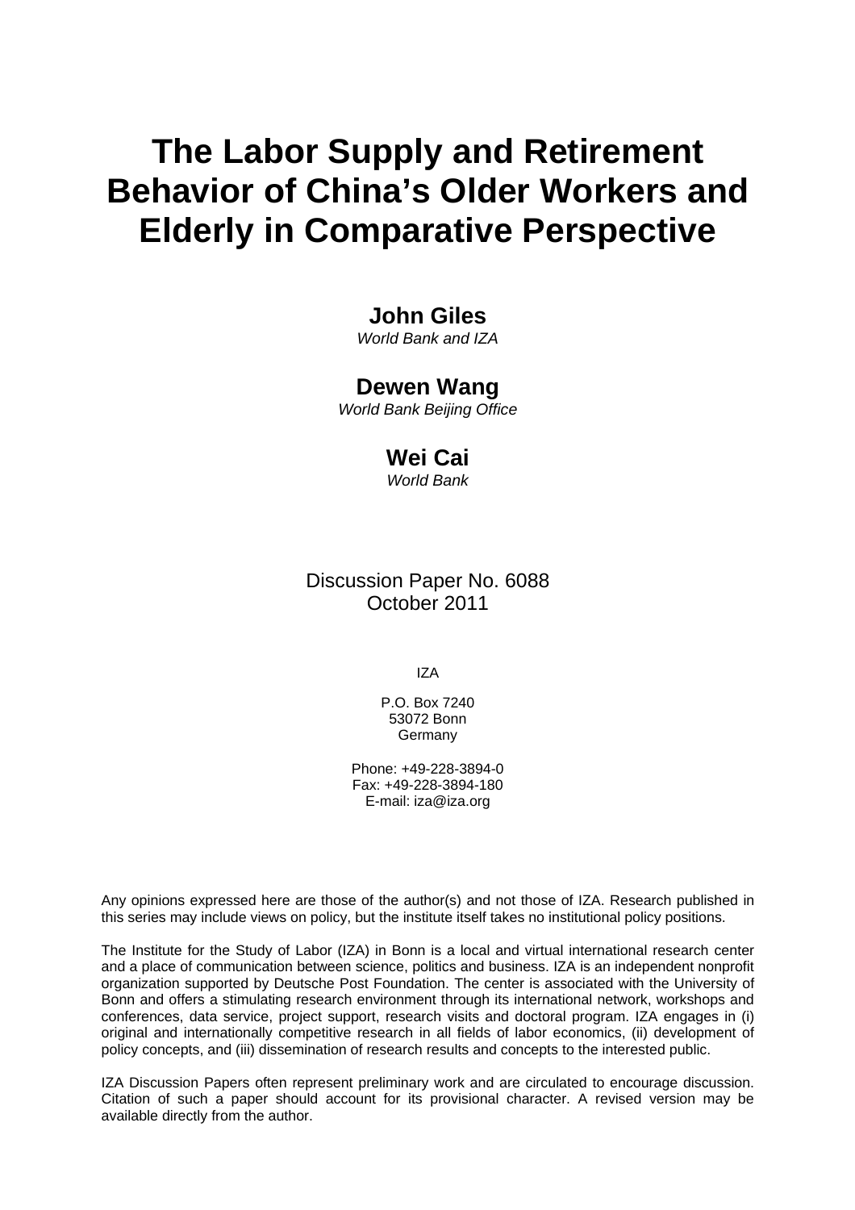# The Labor Supply and Retirement Behavior of China's Older Workers and Elderly in Comparative Perspective

**John Giles**
*World Bank and IZA*

**Dewen Wang**
*World Bank Beijing Office*

**Wei Cai**
*World Bank*

Discussion Paper No. 6088
October 2011

IZA

P.O. Box 7240
53072 Bonn
Germany

Phone: +49-228-3894-0
Fax: +49-228-3894-180
E-mail: iza@iza.org

Any opinions expressed here are those of the author(s) and not those of IZA. Research published in this series may include views on policy, but the institute itself takes no institutional policy positions.

The Institute for the Study of Labor (IZA) in Bonn is a local and virtual international research center and a place of communication between science, politics and business. IZA is an independent nonprofit organization supported by Deutsche Post Foundation. The center is associated with the University of Bonn and offers a stimulating research environment through its international network, workshops and conferences, data service, project support, research visits and doctoral program. IZA engages in (i) original and internationally competitive research in all fields of labor economics, (ii) development of policy concepts, and (iii) dissemination of research results and concepts to the interested public.

IZA Discussion Papers often represent preliminary work and are circulated to encourage discussion. Citation of such a paper should account for its provisional character. A revised version may be available directly from the author.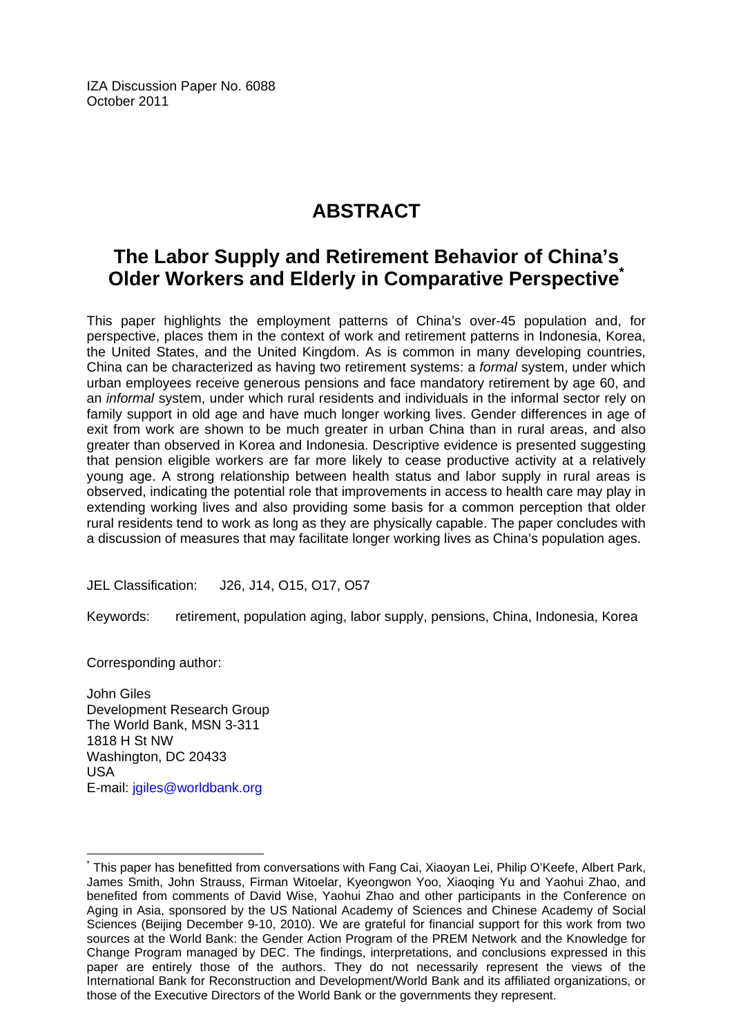IZA Discussion Paper No. 6088
October 2011

# ABSTRACT

## The Labor Supply and Retirement Behavior of China's Older Workers and Elderly in Comparative Perspective*

This paper highlights the employment patterns of China's over-45 population and, for perspective, places them in the context of work and retirement patterns in Indonesia, Korea, the United States, and the United Kingdom. As is common in many developing countries, China can be characterized as having two retirement systems: a *formal* system, under which urban employees receive generous pensions and face mandatory retirement by age 60, and an *informal* system, under which rural residents and individuals in the informal sector rely on family support in old age and have much longer working lives. Gender differences in age of exit from work are shown to be much greater in urban China than in rural areas, and also greater than observed in Korea and Indonesia. Descriptive evidence is presented suggesting that pension eligible workers are far more likely to cease productive activity at a relatively young age. A strong relationship between health status and labor supply in rural areas is observed, indicating the potential role that improvements in access to health care may play in extending working lives and also providing some basis for a common perception that older rural residents tend to work as long as they are physically capable. The paper concludes with a discussion of measures that may facilitate longer working lives as China's population ages.

JEL Classification: J26, J14, O15, O17, O57

Keywords: retirement, population aging, labor supply, pensions, China, Indonesia, Korea

Corresponding author:

John Giles
Development Research Group
The World Bank, MSN 3-311
1818 H St NW
Washington, DC 20433
USA
E-mail: jgiles@worldbank.org

---

* This paper has benefitted from conversations with Fang Cai, Xiaoyan Lei, Philip O'Keefe, Albert Park, James Smith, John Strauss, Firman Witoelar, Kyeongwon Yoo, Xiaoqing Yu and Yaohui Zhao, and benefited from comments of David Wise, Yaohui Zhao and other participants in the Conference on Aging in Asia, sponsored by the US National Academy of Sciences and Chinese Academy of Social Sciences (Beijing December 9-10, 2010). We are grateful for financial support for this work from two sources at the World Bank: the Gender Action Program of the PREM Network and the Knowledge for Change Program managed by DEC. The findings, interpretations, and conclusions expressed in this paper are entirely those of the authors. They do not necessarily represent the views of the International Bank for Reconstruction and Development/World Bank and its affiliated organizations, or those of the Executive Directors of the World Bank or the governments they represent.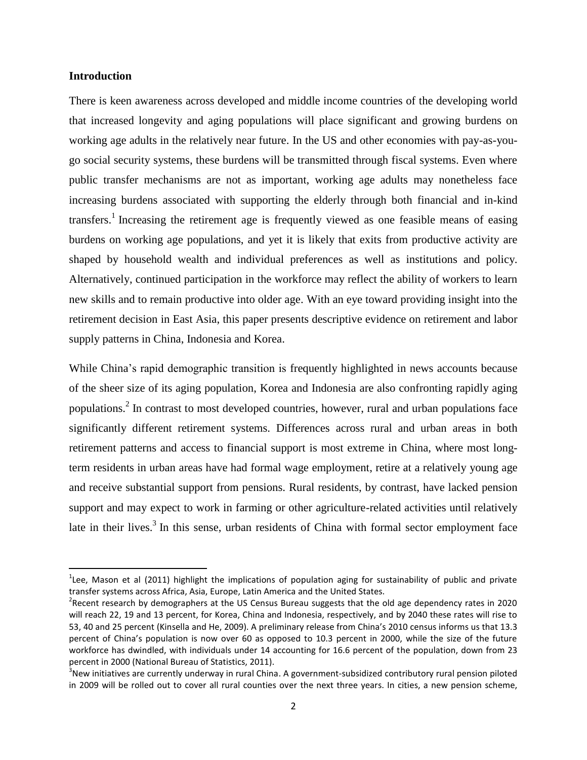## Introduction

There is keen awareness across developed and middle income countries of the developing world that increased longevity and aging populations will place significant and growing burdens on working age adults in the relatively near future. In the US and other economies with pay-as-you-go social security systems, these burdens will be transmitted through fiscal systems. Even where public transfer mechanisms are not as important, working age adults may nonetheless face increasing burdens associated with supporting the elderly through both financial and in-kind transfers.[1] Increasing the retirement age is frequently viewed as one feasible means of easing burdens on working age populations, and yet it is likely that exits from productive activity are shaped by household wealth and individual preferences as well as institutions and policy. Alternatively, continued participation in the workforce may reflect the ability of workers to learn new skills and to remain productive into older age. With an eye toward providing insight into the retirement decision in East Asia, this paper presents descriptive evidence on retirement and labor supply patterns in China, Indonesia and Korea.

While China's rapid demographic transition is frequently highlighted in news accounts because of the sheer size of its aging population, Korea and Indonesia are also confronting rapidly aging populations.[2] In contrast to most developed countries, however, rural and urban populations face significantly different retirement systems. Differences across rural and urban areas in both retirement patterns and access to financial support is most extreme in China, where most long-term residents in urban areas have had formal wage employment, retire at a relatively young age and receive substantial support from pensions. Rural residents, by contrast, have lacked pension support and may expect to work in farming or other agriculture-related activities until relatively late in their lives.[3] In this sense, urban residents of China with formal sector employment face

[1] Lee, Mason et al (2011) highlight the implications of population aging for sustainability of public and private transfer systems across Africa, Asia, Europe, Latin America and the United States.

[2] Recent research by demographers at the US Census Bureau suggests that the old age dependency rates in 2020 will reach 22, 19 and 13 percent, for Korea, China and Indonesia, respectively, and by 2040 these rates will rise to 53, 40 and 25 percent (Kinsella and He, 2009). A preliminary release from China's 2010 census informs us that 13.3 percent of China's population is now over 60 as opposed to 10.3 percent in 2000, while the size of the future workforce has dwindled, with individuals under 14 accounting for 16.6 percent of the population, down from 23 percent in 2000 (National Bureau of Statistics, 2011).

[3] New initiatives are currently underway in rural China. A government-subsidized contributory rural pension piloted in 2009 will be rolled out to cover all rural counties over the next three years. In cities, a new pension scheme,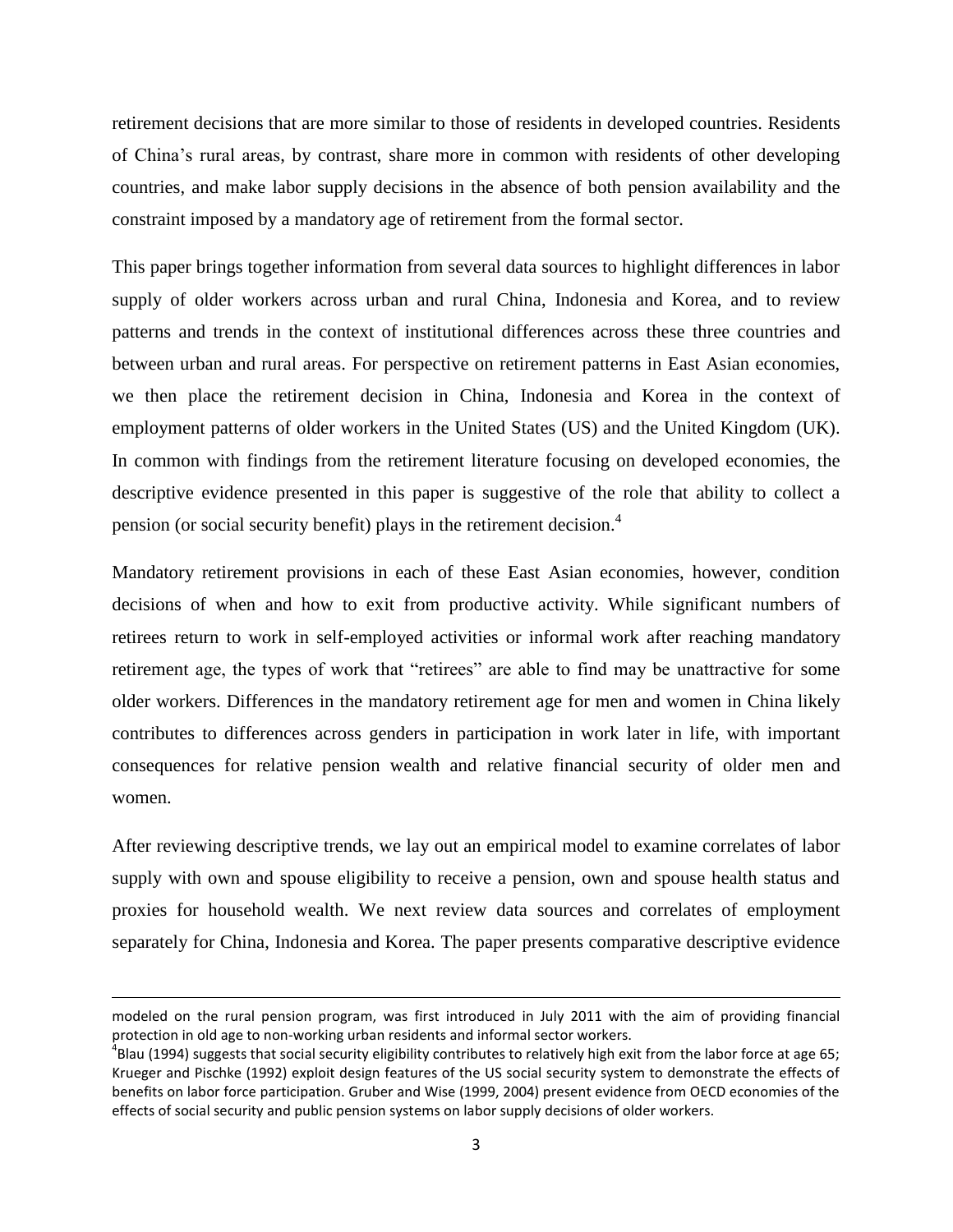retirement decisions that are more similar to those of residents in developed countries. Residents of China's rural areas, by contrast, share more in common with residents of other developing countries, and make labor supply decisions in the absence of both pension availability and the constraint imposed by a mandatory age of retirement from the formal sector.

This paper brings together information from several data sources to highlight differences in labor supply of older workers across urban and rural China, Indonesia and Korea, and to review patterns and trends in the context of institutional differences across these three countries and between urban and rural areas. For perspective on retirement patterns in East Asian economies, we then place the retirement decision in China, Indonesia and Korea in the context of employment patterns of older workers in the United States (US) and the United Kingdom (UK). In common with findings from the retirement literature focusing on developed economies, the descriptive evidence presented in this paper is suggestive of the role that ability to collect a pension (or social security benefit) plays in the retirement decision.[4]

Mandatory retirement provisions in each of these East Asian economies, however, condition decisions of when and how to exit from productive activity. While significant numbers of retirees return to work in self-employed activities or informal work after reaching mandatory retirement age, the types of work that "retirees" are able to find may be unattractive for some older workers. Differences in the mandatory retirement age for men and women in China likely contributes to differences across genders in participation in work later in life, with important consequences for relative pension wealth and relative financial security of older men and women.

After reviewing descriptive trends, we lay out an empirical model to examine correlates of labor supply with own and spouse eligibility to receive a pension, own and spouse health status and proxies for household wealth. We next review data sources and correlates of employment separately for China, Indonesia and Korea. The paper presents comparative descriptive evidence

---

modeled on the rural pension program, was first introduced in July 2011 with the aim of providing financial protection in old age to non-working urban residents and informal sector workers.

[4] Blau (1994) suggests that social security eligibility contributes to relatively high exit from the labor force at age 65; Krueger and Pischke (1992) exploit design features of the US social security system to demonstrate the effects of benefits on labor force participation. Gruber and Wise (1999, 2004) present evidence from OECD economies of the effects of social security and public pension systems on labor supply decisions of older workers.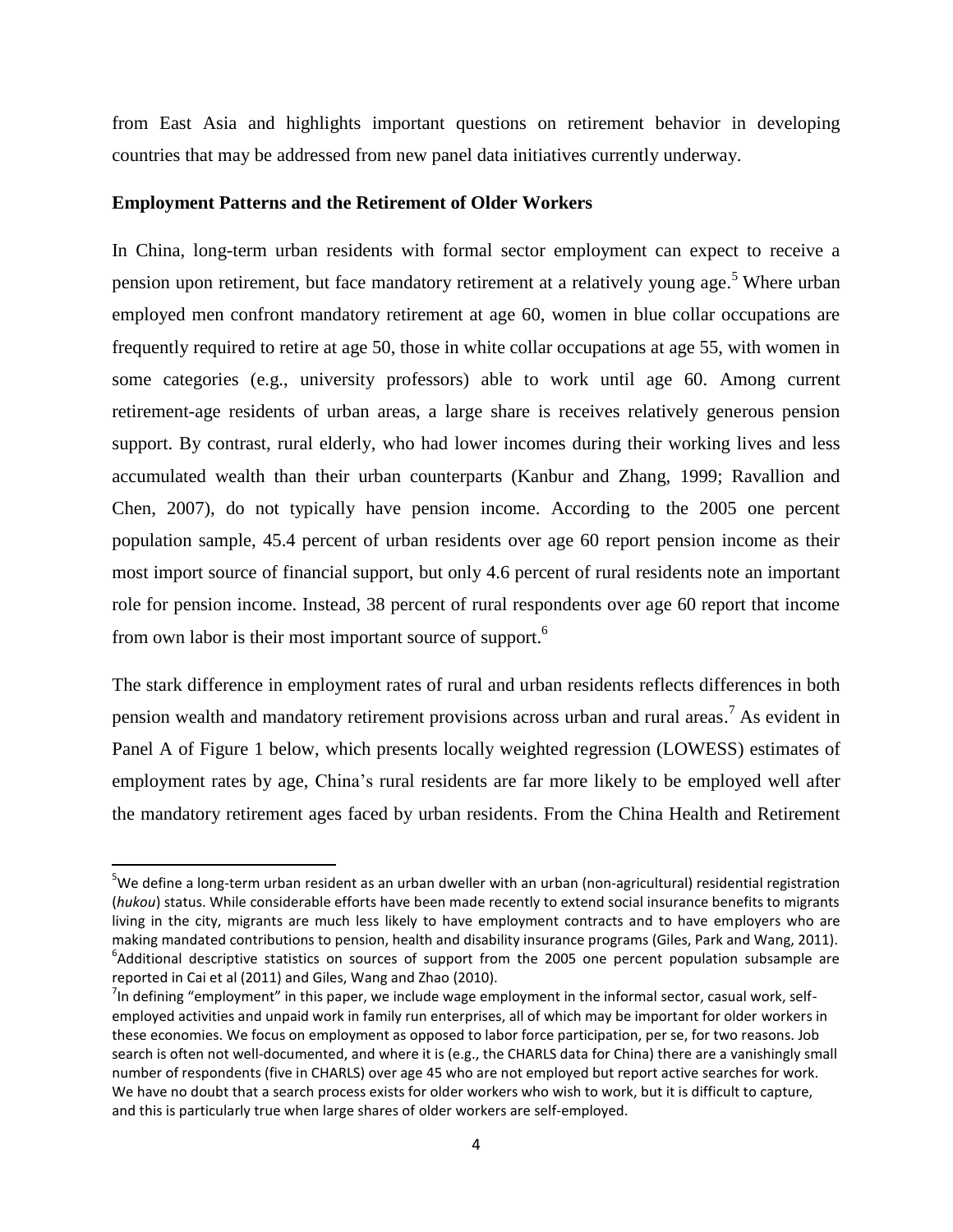from East Asia and highlights important questions on retirement behavior in developing countries that may be addressed from new panel data initiatives currently underway.

**Employment Patterns and the Retirement of Older Workers**

In China, long-term urban residents with formal sector employment can expect to receive a pension upon retirement, but face mandatory retirement at a relatively young age.[5] Where urban employed men confront mandatory retirement at age 60, women in blue collar occupations are frequently required to retire at age 50, those in white collar occupations at age 55, with women in some categories (e.g., university professors) able to work until age 60. Among current retirement-age residents of urban areas, a large share is receives relatively generous pension support. By contrast, rural elderly, who had lower incomes during their working lives and less accumulated wealth than their urban counterparts (Kanbur and Zhang, 1999; Ravallion and Chen, 2007), do not typically have pension income. According to the 2005 one percent population sample, 45.4 percent of urban residents over age 60 report pension income as their most import source of financial support, but only 4.6 percent of rural residents note an important role for pension income. Instead, 38 percent of rural respondents over age 60 report that income from own labor is their most important source of support.[6]

The stark difference in employment rates of rural and urban residents reflects differences in both pension wealth and mandatory retirement provisions across urban and rural areas.[7] As evident in Panel A of Figure 1 below, which presents locally weighted regression (LOWESS) estimates of employment rates by age, China's rural residents are far more likely to be employed well after the mandatory retirement ages faced by urban residents. From the China Health and Retirement

---

[5]We define a long-term urban resident as an urban dweller with an urban (non-agricultural) residential registration (*hukou*) status. While considerable efforts have been made recently to extend social insurance benefits to migrants living in the city, migrants are much less likely to have employment contracts and to have employers who are making mandated contributions to pension, health and disability insurance programs (Giles, Park and Wang, 2011).

[6]Additional descriptive statistics on sources of support from the 2005 one percent population subsample are reported in Cai et al (2011) and Giles, Wang and Zhao (2010).

[7]In defining "employment" in this paper, we include wage employment in the informal sector, casual work, self-employed activities and unpaid work in family run enterprises, all of which may be important for older workers in these economies. We focus on employment as opposed to labor force participation, per se, for two reasons. Job search is often not well-documented, and where it is (e.g., the CHARLS data for China) there are a vanishingly small number of respondents (five in CHARLS) over age 45 who are not employed but report active searches for work. We have no doubt that a search process exists for older workers who wish to work, but it is difficult to capture, and this is particularly true when large shares of older workers are self-employed.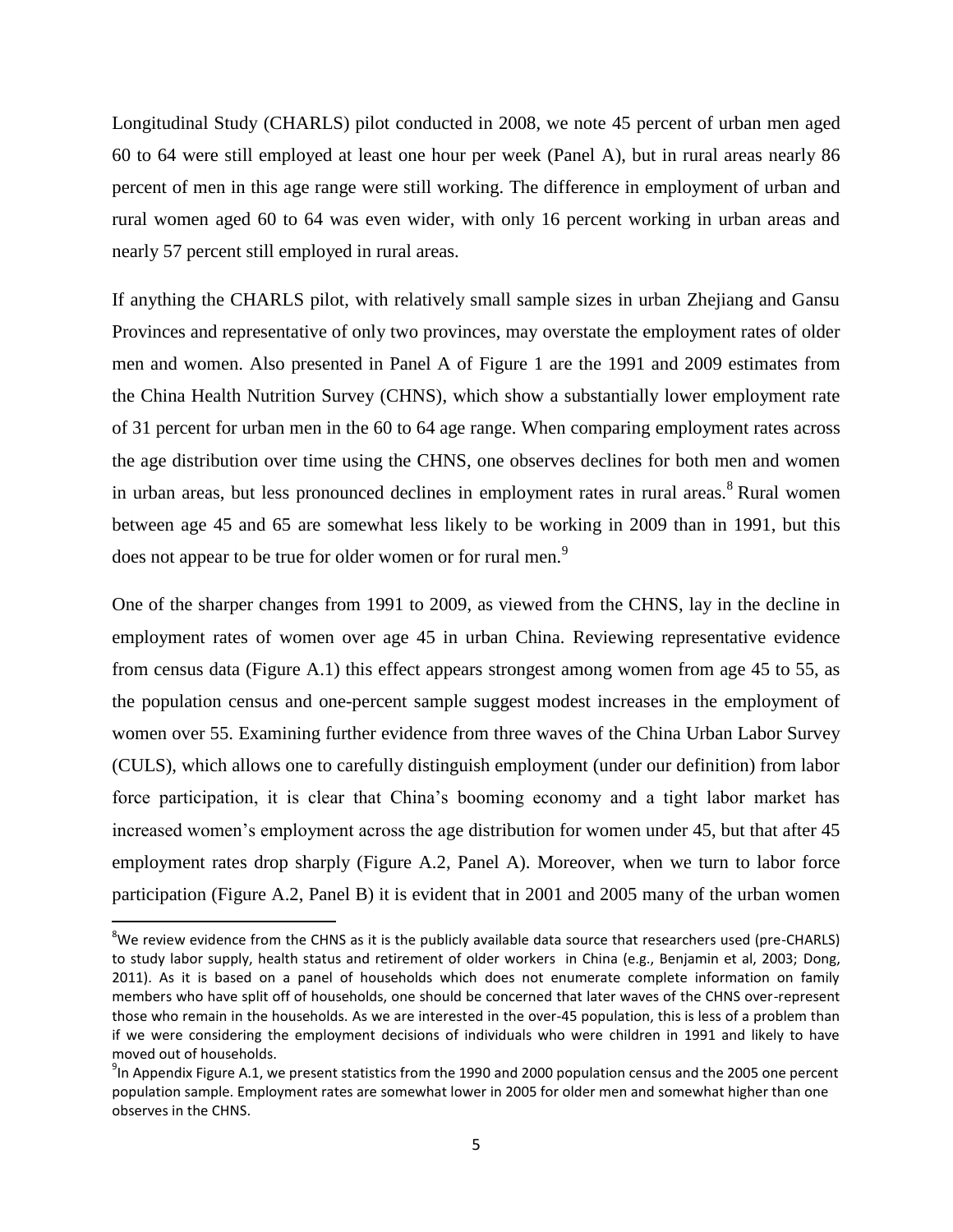Longitudinal Study (CHARLS) pilot conducted in 2008, we note 45 percent of urban men aged 60 to 64 were still employed at least one hour per week (Panel A), but in rural areas nearly 86 percent of men in this age range were still working. The difference in employment of urban and rural women aged 60 to 64 was even wider, with only 16 percent working in urban areas and nearly 57 percent still employed in rural areas.

If anything the CHARLS pilot, with relatively small sample sizes in urban Zhejiang and Gansu Provinces and representative of only two provinces, may overstate the employment rates of older men and women. Also presented in Panel A of Figure 1 are the 1991 and 2009 estimates from the China Health Nutrition Survey (CHNS), which show a substantially lower employment rate of 31 percent for urban men in the 60 to 64 age range. When comparing employment rates across the age distribution over time using the CHNS, one observes declines for both men and women in urban areas, but less pronounced declines in employment rates in rural areas.[8] Rural women between age 45 and 65 are somewhat less likely to be working in 2009 than in 1991, but this does not appear to be true for older women or for rural men.[9]

One of the sharper changes from 1991 to 2009, as viewed from the CHNS, lay in the decline in employment rates of women over age 45 in urban China. Reviewing representative evidence from census data (Figure A.1) this effect appears strongest among women from age 45 to 55, as the population census and one-percent sample suggest modest increases in the employment of women over 55. Examining further evidence from three waves of the China Urban Labor Survey (CULS), which allows one to carefully distinguish employment (under our definition) from labor force participation, it is clear that China's booming economy and a tight labor market has increased women's employment across the age distribution for women under 45, but that after 45 employment rates drop sharply (Figure A.2, Panel A). Moreover, when we turn to labor force participation (Figure A.2, Panel B) it is evident that in 2001 and 2005 many of the urban women

---

[8] We review evidence from the CHNS as it is the publicly available data source that researchers used (pre-CHARLS) to study labor supply, health status and retirement of older workers in China (e.g., Benjamin et al, 2003; Dong, 2011). As it is based on a panel of households which does not enumerate complete information on family members who have split off of households, one should be concerned that later waves of the CHNS over-represent those who remain in the households. As we are interested in the over-45 population, this is less of a problem than if we were considering the employment decisions of individuals who were children in 1991 and likely to have moved out of households.

[9] In Appendix Figure A.1, we present statistics from the 1990 and 2000 population census and the 2005 one percent population sample. Employment rates are somewhat lower in 2005 for older men and somewhat higher than one observes in the CHNS.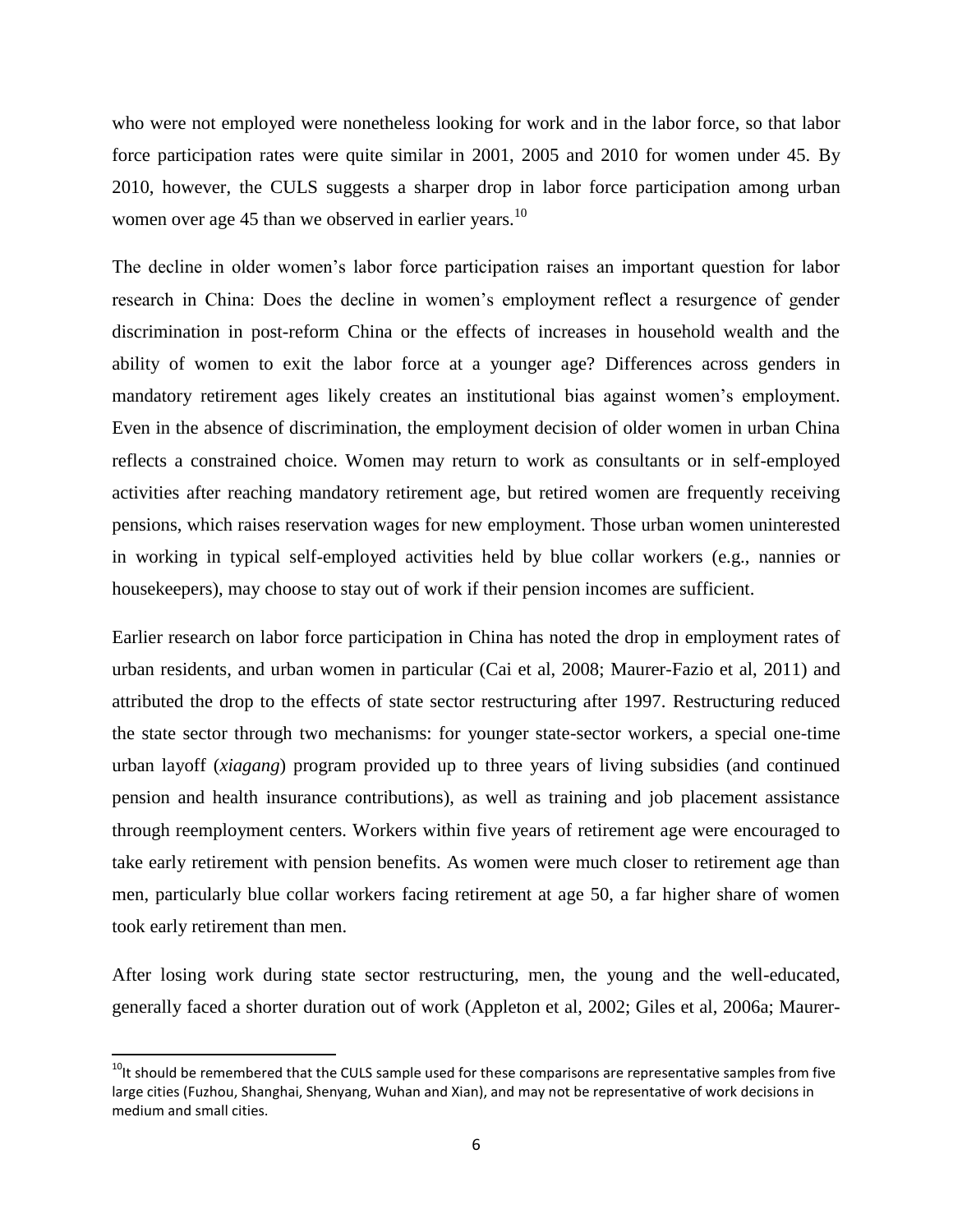who were not employed were nonetheless looking for work and in the labor force, so that labor force participation rates were quite similar in 2001, 2005 and 2010 for women under 45. By 2010, however, the CULS suggests a sharper drop in labor force participation among urban women over age 45 than we observed in earlier years.[10]

The decline in older women's labor force participation raises an important question for labor research in China: Does the decline in women's employment reflect a resurgence of gender discrimination in post-reform China or the effects of increases in household wealth and the ability of women to exit the labor force at a younger age? Differences across genders in mandatory retirement ages likely creates an institutional bias against women's employment. Even in the absence of discrimination, the employment decision of older women in urban China reflects a constrained choice. Women may return to work as consultants or in self-employed activities after reaching mandatory retirement age, but retired women are frequently receiving pensions, which raises reservation wages for new employment. Those urban women uninterested in working in typical self-employed activities held by blue collar workers (e.g., nannies or housekeepers), may choose to stay out of work if their pension incomes are sufficient.

Earlier research on labor force participation in China has noted the drop in employment rates of urban residents, and urban women in particular (Cai et al, 2008; Maurer-Fazio et al, 2011) and attributed the drop to the effects of state sector restructuring after 1997. Restructuring reduced the state sector through two mechanisms: for younger state-sector workers, a special one-time urban layoff (*xiagang*) program provided up to three years of living subsidies (and continued pension and health insurance contributions), as well as training and job placement assistance through reemployment centers. Workers within five years of retirement age were encouraged to take early retirement with pension benefits. As women were much closer to retirement age than men, particularly blue collar workers facing retirement at age 50, a far higher share of women took early retirement than men.

After losing work during state sector restructuring, men, the young and the well-educated, generally faced a shorter duration out of work (Appleton et al, 2002; Giles et al, 2006a; Maurer-

[10] It should be remembered that the CULS sample used for these comparisons are representative samples from five large cities (Fuzhou, Shanghai, Shenyang, Wuhan and Xian), and may not be representative of work decisions in medium and small cities.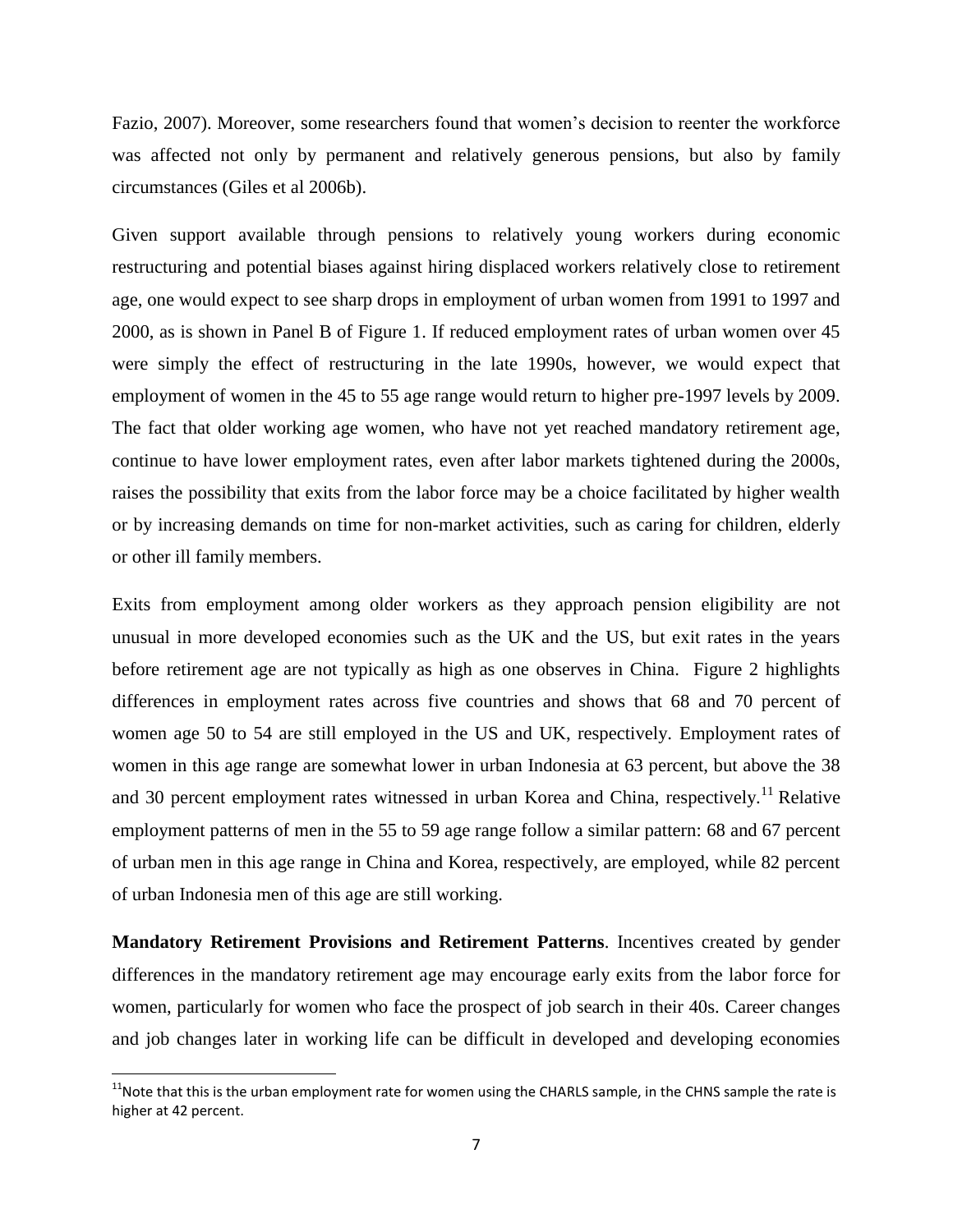Fazio, 2007). Moreover, some researchers found that women's decision to reenter the workforce was affected not only by permanent and relatively generous pensions, but also by family circumstances (Giles et al 2006b).

Given support available through pensions to relatively young workers during economic restructuring and potential biases against hiring displaced workers relatively close to retirement age, one would expect to see sharp drops in employment of urban women from 1991 to 1997 and 2000, as is shown in Panel B of Figure 1. If reduced employment rates of urban women over 45 were simply the effect of restructuring in the late 1990s, however, we would expect that employment of women in the 45 to 55 age range would return to higher pre-1997 levels by 2009. The fact that older working age women, who have not yet reached mandatory retirement age, continue to have lower employment rates, even after labor markets tightened during the 2000s, raises the possibility that exits from the labor force may be a choice facilitated by higher wealth or by increasing demands on time for non-market activities, such as caring for children, elderly or other ill family members.

Exits from employment among older workers as they approach pension eligibility are not unusual in more developed economies such as the UK and the US, but exit rates in the years before retirement age are not typically as high as one observes in China. Figure 2 highlights differences in employment rates across five countries and shows that 68 and 70 percent of women age 50 to 54 are still employed in the US and UK, respectively. Employment rates of women in this age range are somewhat lower in urban Indonesia at 63 percent, but above the 38 and 30 percent employment rates witnessed in urban Korea and China, respectively.[11] Relative employment patterns of men in the 55 to 59 age range follow a similar pattern: 68 and 67 percent of urban men in this age range in China and Korea, respectively, are employed, while 82 percent of urban Indonesia men of this age are still working.

**Mandatory Retirement Provisions and Retirement Patterns**. Incentives created by gender differences in the mandatory retirement age may encourage early exits from the labor force for women, particularly for women who face the prospect of job search in their 40s. Career changes and job changes later in working life can be difficult in developed and developing economies

[11] Note that this is the urban employment rate for women using the CHARLS sample, in the CHNS sample the rate is higher at 42 percent.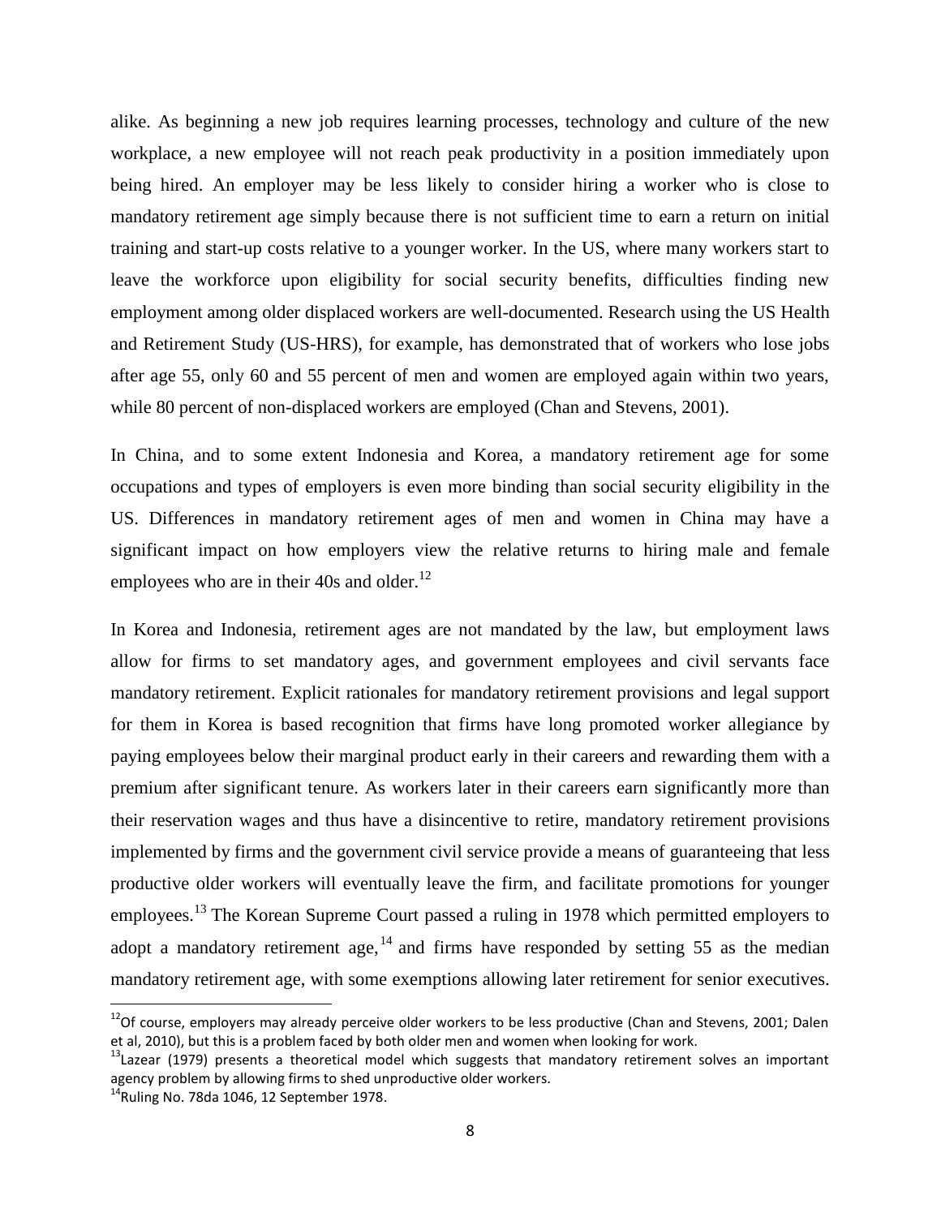alike. As beginning a new job requires learning processes, technology and culture of the new workplace, a new employee will not reach peak productivity in a position immediately upon being hired. An employer may be less likely to consider hiring a worker who is close to mandatory retirement age simply because there is not sufficient time to earn a return on initial training and start-up costs relative to a younger worker. In the US, where many workers start to leave the workforce upon eligibility for social security benefits, difficulties finding new employment among older displaced workers are well-documented. Research using the US Health and Retirement Study (US-HRS), for example, has demonstrated that of workers who lose jobs after age 55, only 60 and 55 percent of men and women are employed again within two years, while 80 percent of non-displaced workers are employed (Chan and Stevens, 2001).

In China, and to some extent Indonesia and Korea, a mandatory retirement age for some occupations and types of employers is even more binding than social security eligibility in the US. Differences in mandatory retirement ages of men and women in China may have a significant impact on how employers view the relative returns to hiring male and female employees who are in their 40s and older.[12]

In Korea and Indonesia, retirement ages are not mandated by the law, but employment laws allow for firms to set mandatory ages, and government employees and civil servants face mandatory retirement. Explicit rationales for mandatory retirement provisions and legal support for them in Korea is based recognition that firms have long promoted worker allegiance by paying employees below their marginal product early in their careers and rewarding them with a premium after significant tenure. As workers later in their careers earn significantly more than their reservation wages and thus have a disincentive to retire, mandatory retirement provisions implemented by firms and the government civil service provide a means of guaranteeing that less productive older workers will eventually leave the firm, and facilitate promotions for younger employees.[13] The Korean Supreme Court passed a ruling in 1978 which permitted employers to adopt a mandatory retirement age,[14] and firms have responded by setting 55 as the median mandatory retirement age, with some exemptions allowing later retirement for senior executives.

---

[12] Of course, employers may already perceive older workers to be less productive (Chan and Stevens, 2001; Dalen et al, 2010), but this is a problem faced by both older men and women when looking for work.

[13] Lazear (1979) presents a theoretical model which suggests that mandatory retirement solves an important agency problem by allowing firms to shed unproductive older workers.

[14] Ruling No. 78da 1046, 12 September 1978.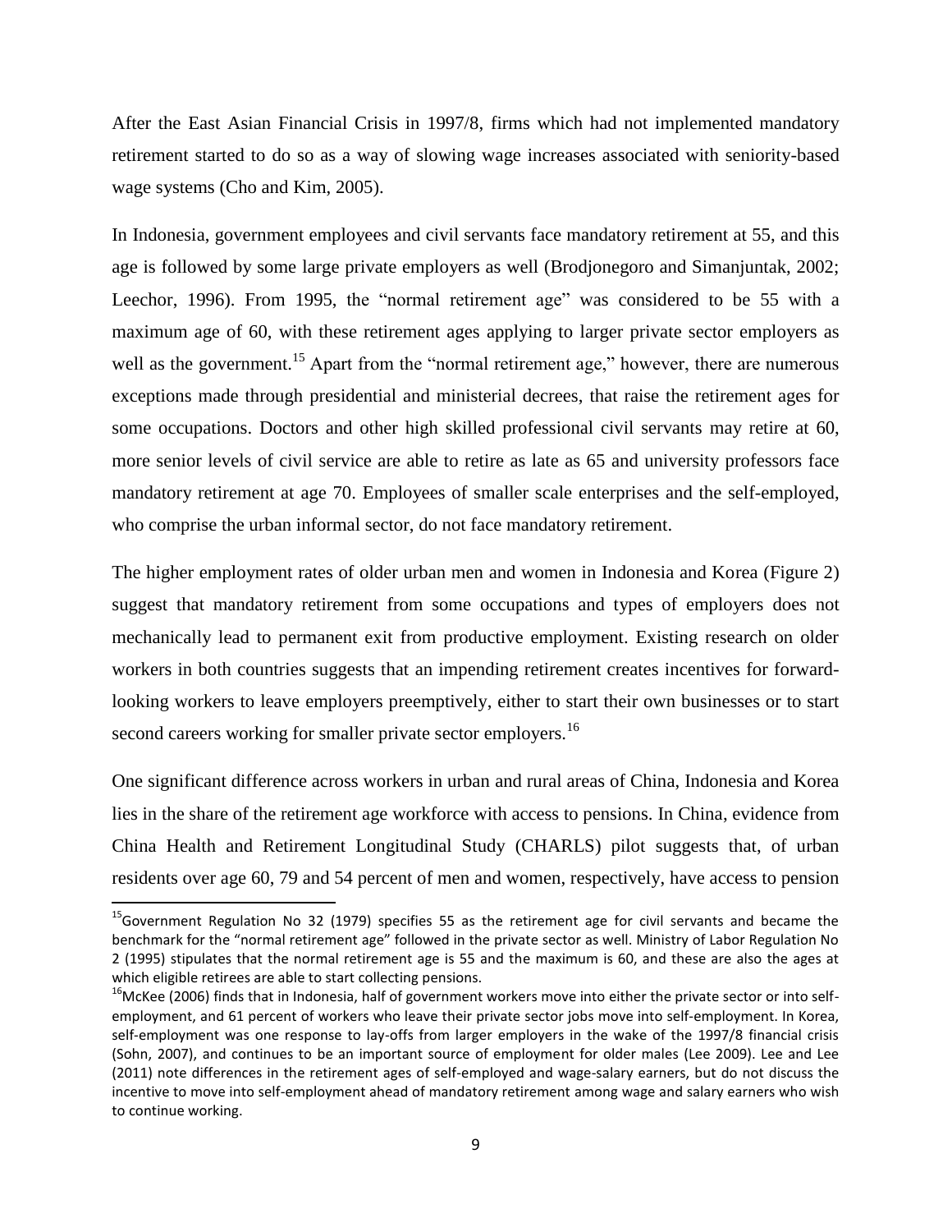After the East Asian Financial Crisis in 1997/8, firms which had not implemented mandatory retirement started to do so as a way of slowing wage increases associated with seniority-based wage systems (Cho and Kim, 2005).

In Indonesia, government employees and civil servants face mandatory retirement at 55, and this age is followed by some large private employers as well (Brodjonegoro and Simanjuntak, 2002; Leechor, 1996). From 1995, the "normal retirement age" was considered to be 55 with a maximum age of 60, with these retirement ages applying to larger private sector employers as well as the government.[15] Apart from the "normal retirement age," however, there are numerous exceptions made through presidential and ministerial decrees, that raise the retirement ages for some occupations. Doctors and other high skilled professional civil servants may retire at 60, more senior levels of civil service are able to retire as late as 65 and university professors face mandatory retirement at age 70. Employees of smaller scale enterprises and the self-employed, who comprise the urban informal sector, do not face mandatory retirement.

The higher employment rates of older urban men and women in Indonesia and Korea (Figure 2) suggest that mandatory retirement from some occupations and types of employers does not mechanically lead to permanent exit from productive employment. Existing research on older workers in both countries suggests that an impending retirement creates incentives for forward-looking workers to leave employers preemptively, either to start their own businesses or to start second careers working for smaller private sector employers.[16]

One significant difference across workers in urban and rural areas of China, Indonesia and Korea lies in the share of the retirement age workforce with access to pensions. In China, evidence from China Health and Retirement Longitudinal Study (CHARLS) pilot suggests that, of urban residents over age 60, 79 and 54 percent of men and women, respectively, have access to pension

[15] Government Regulation No 32 (1979) specifies 55 as the retirement age for civil servants and became the benchmark for the "normal retirement age" followed in the private sector as well. Ministry of Labor Regulation No 2 (1995) stipulates that the normal retirement age is 55 and the maximum is 60, and these are also the ages at which eligible retirees are able to start collecting pensions.

[16] McKee (2006) finds that in Indonesia, half of government workers move into either the private sector or into self-employment, and 61 percent of workers who leave their private sector jobs move into self-employment. In Korea, self-employment was one response to lay-offs from larger employers in the wake of the 1997/8 financial crisis (Sohn, 2007), and continues to be an important source of employment for older males (Lee 2009). Lee and Lee (2011) note differences in the retirement ages of self-employed and wage-salary earners, but do not discuss the incentive to move into self-employment ahead of mandatory retirement among wage and salary earners who wish to continue working.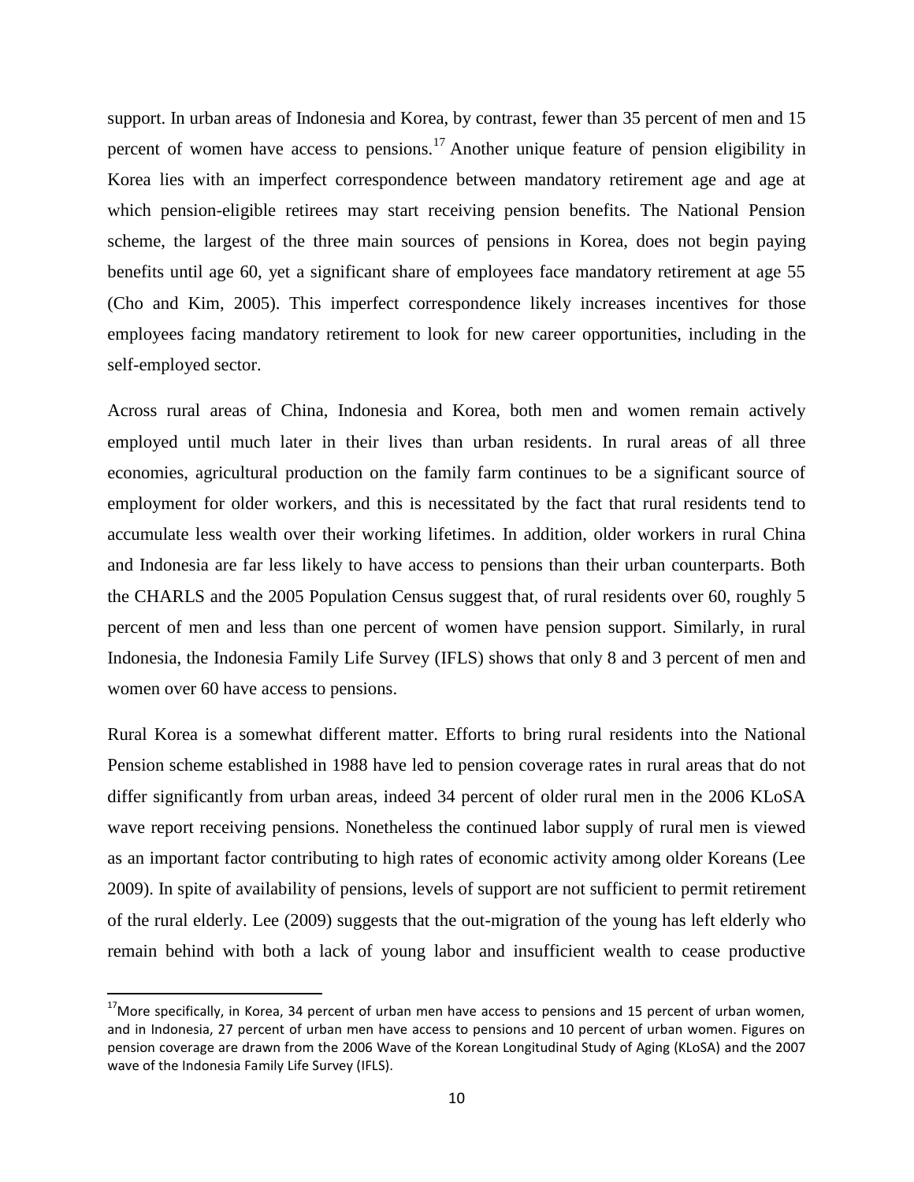support. In urban areas of Indonesia and Korea, by contrast, fewer than 35 percent of men and 15 percent of women have access to pensions.[17] Another unique feature of pension eligibility in Korea lies with an imperfect correspondence between mandatory retirement age and age at which pension-eligible retirees may start receiving pension benefits. The National Pension scheme, the largest of the three main sources of pensions in Korea, does not begin paying benefits until age 60, yet a significant share of employees face mandatory retirement at age 55 (Cho and Kim, 2005). This imperfect correspondence likely increases incentives for those employees facing mandatory retirement to look for new career opportunities, including in the self-employed sector.

Across rural areas of China, Indonesia and Korea, both men and women remain actively employed until much later in their lives than urban residents. In rural areas of all three economies, agricultural production on the family farm continues to be a significant source of employment for older workers, and this is necessitated by the fact that rural residents tend to accumulate less wealth over their working lifetimes. In addition, older workers in rural China and Indonesia are far less likely to have access to pensions than their urban counterparts. Both the CHARLS and the 2005 Population Census suggest that, of rural residents over 60, roughly 5 percent of men and less than one percent of women have pension support. Similarly, in rural Indonesia, the Indonesia Family Life Survey (IFLS) shows that only 8 and 3 percent of men and women over 60 have access to pensions.

Rural Korea is a somewhat different matter. Efforts to bring rural residents into the National Pension scheme established in 1988 have led to pension coverage rates in rural areas that do not differ significantly from urban areas, indeed 34 percent of older rural men in the 2006 KLoSA wave report receiving pensions. Nonetheless the continued labor supply of rural men is viewed as an important factor contributing to high rates of economic activity among older Koreans (Lee 2009). In spite of availability of pensions, levels of support are not sufficient to permit retirement of the rural elderly. Lee (2009) suggests that the out-migration of the young has left elderly who remain behind with both a lack of young labor and insufficient wealth to cease productive

---

[17] More specifically, in Korea, 34 percent of urban men have access to pensions and 15 percent of urban women, and in Indonesia, 27 percent of urban men have access to pensions and 10 percent of urban women. Figures on pension coverage are drawn from the 2006 Wave of the Korean Longitudinal Study of Aging (KLoSA) and the 2007 wave of the Indonesia Family Life Survey (IFLS).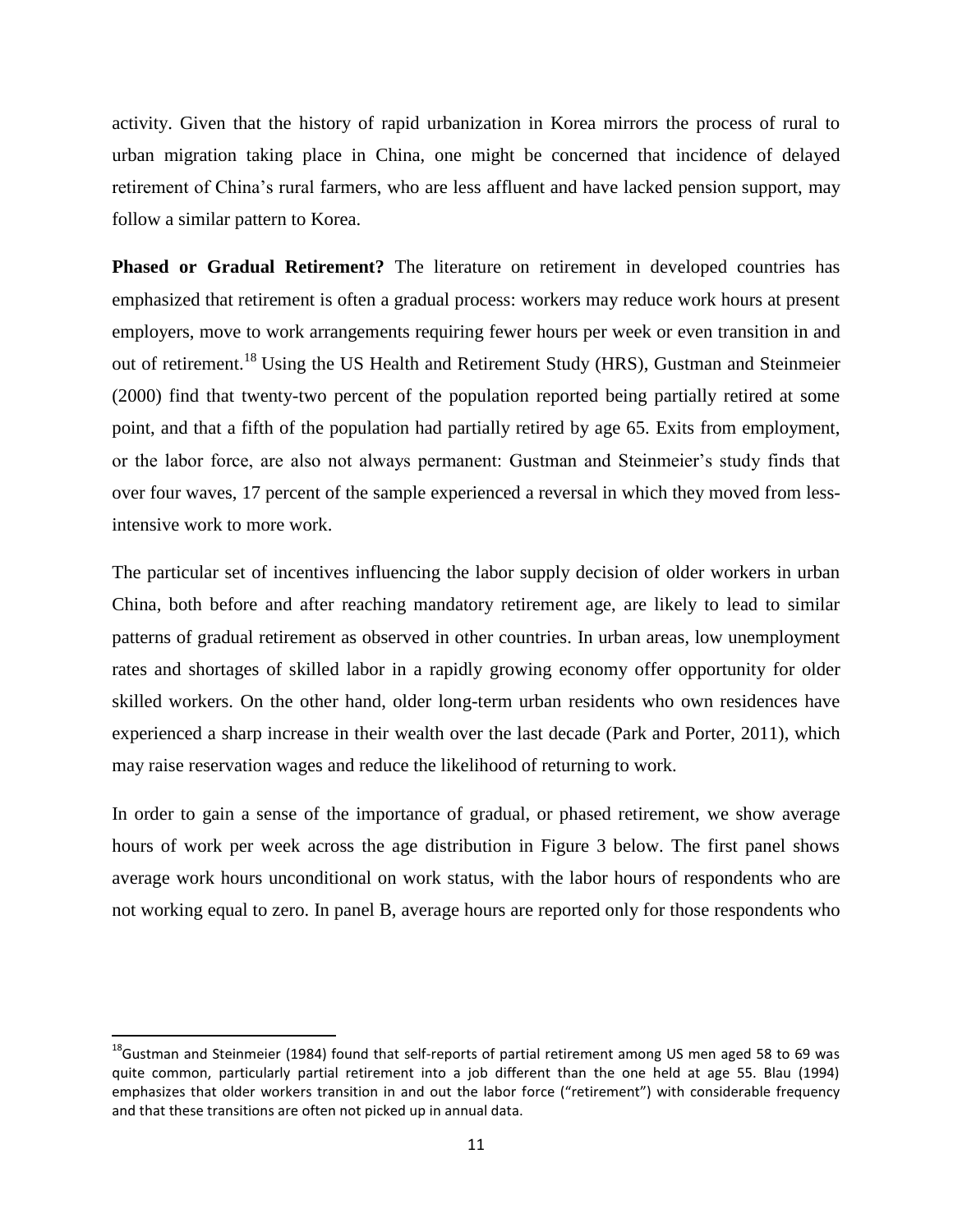activity. Given that the history of rapid urbanization in Korea mirrors the process of rural to urban migration taking place in China, one might be concerned that incidence of delayed retirement of China's rural farmers, who are less affluent and have lacked pension support, may follow a similar pattern to Korea.

**Phased or Gradual Retirement?** The literature on retirement in developed countries has emphasized that retirement is often a gradual process: workers may reduce work hours at present employers, move to work arrangements requiring fewer hours per week or even transition in and out of retirement.[18] Using the US Health and Retirement Study (HRS), Gustman and Steinmeier (2000) find that twenty-two percent of the population reported being partially retired at some point, and that a fifth of the population had partially retired by age 65. Exits from employment, or the labor force, are also not always permanent: Gustman and Steinmeier's study finds that over four waves, 17 percent of the sample experienced a reversal in which they moved from less-intensive work to more work.

The particular set of incentives influencing the labor supply decision of older workers in urban China, both before and after reaching mandatory retirement age, are likely to lead to similar patterns of gradual retirement as observed in other countries. In urban areas, low unemployment rates and shortages of skilled labor in a rapidly growing economy offer opportunity for older skilled workers. On the other hand, older long-term urban residents who own residences have experienced a sharp increase in their wealth over the last decade (Park and Porter, 2011), which may raise reservation wages and reduce the likelihood of returning to work.

In order to gain a sense of the importance of gradual, or phased retirement, we show average hours of work per week across the age distribution in Figure 3 below. The first panel shows average work hours unconditional on work status, with the labor hours of respondents who are not working equal to zero. In panel B, average hours are reported only for those respondents who

---

[18] Gustman and Steinmeier (1984) found that self-reports of partial retirement among US men aged 58 to 69 was quite common, particularly partial retirement into a job different than the one held at age 55. Blau (1994) emphasizes that older workers transition in and out the labor force ("retirement") with considerable frequency and that these transitions are often not picked up in annual data.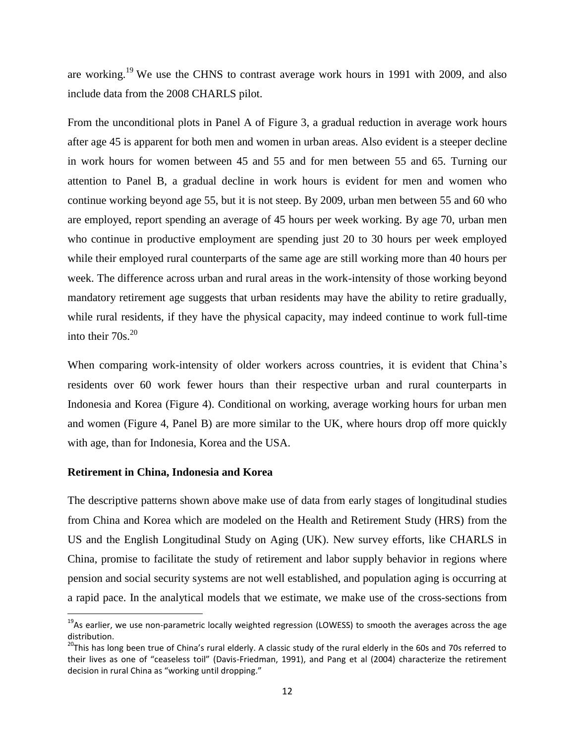are working.[19] We use the CHNS to contrast average work hours in 1991 with 2009, and also include data from the 2008 CHARLS pilot.

From the unconditional plots in Panel A of Figure 3, a gradual reduction in average work hours after age 45 is apparent for both men and women in urban areas. Also evident is a steeper decline in work hours for women between 45 and 55 and for men between 55 and 65. Turning our attention to Panel B, a gradual decline in work hours is evident for men and women who continue working beyond age 55, but it is not steep. By 2009, urban men between 55 and 60 who are employed, report spending an average of 45 hours per week working. By age 70, urban men who continue in productive employment are spending just 20 to 30 hours per week employed while their employed rural counterparts of the same age are still working more than 40 hours per week. The difference across urban and rural areas in the work-intensity of those working beyond mandatory retirement age suggests that urban residents may have the ability to retire gradually, while rural residents, if they have the physical capacity, may indeed continue to work full-time into their 70s.[20]

When comparing work-intensity of older workers across countries, it is evident that China's residents over 60 work fewer hours than their respective urban and rural counterparts in Indonesia and Korea (Figure 4). Conditional on working, average working hours for urban men and women (Figure 4, Panel B) are more similar to the UK, where hours drop off more quickly with age, than for Indonesia, Korea and the USA.

**Retirement in China, Indonesia and Korea**

The descriptive patterns shown above make use of data from early stages of longitudinal studies from China and Korea which are modeled on the Health and Retirement Study (HRS) from the US and the English Longitudinal Study on Aging (UK). New survey efforts, like CHARLS in China, promise to facilitate the study of retirement and labor supply behavior in regions where pension and social security systems are not well established, and population aging is occurring at a rapid pace. In the analytical models that we estimate, we make use of the cross-sections from

[19] As earlier, we use non-parametric locally weighted regression (LOWESS) to smooth the averages across the age distribution.

[20] This has long been true of China's rural elderly. A classic study of the rural elderly in the 60s and 70s referred to their lives as one of "ceaseless toil" (Davis-Friedman, 1991), and Pang et al (2004) characterize the retirement decision in rural China as "working until dropping."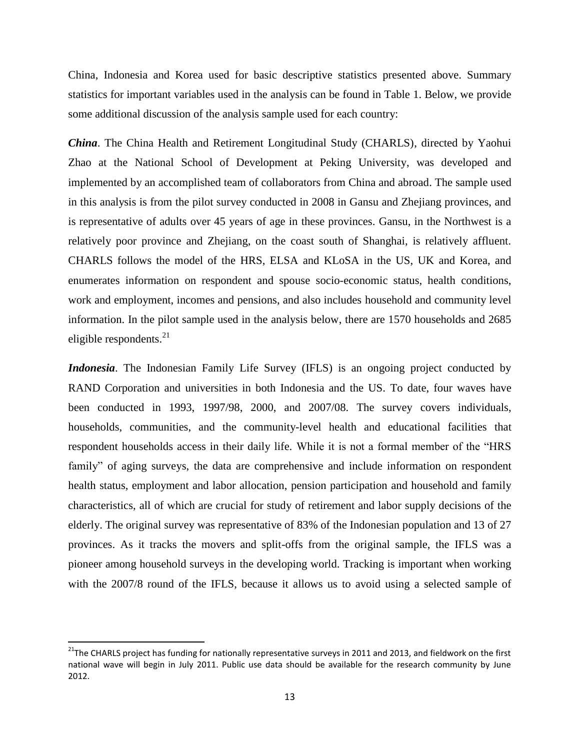China, Indonesia and Korea used for basic descriptive statistics presented above. Summary statistics for important variables used in the analysis can be found in Table 1. Below, we provide some additional discussion of the analysis sample used for each country:

***China***. The China Health and Retirement Longitudinal Study (CHARLS), directed by Yaohui Zhao at the National School of Development at Peking University, was developed and implemented by an accomplished team of collaborators from China and abroad. The sample used in this analysis is from the pilot survey conducted in 2008 in Gansu and Zhejiang provinces, and is representative of adults over 45 years of age in these provinces. Gansu, in the Northwest is a relatively poor province and Zhejiang, on the coast south of Shanghai, is relatively affluent. CHARLS follows the model of the HRS, ELSA and KLoSA in the US, UK and Korea, and enumerates information on respondent and spouse socio-economic status, health conditions, work and employment, incomes and pensions, and also includes household and community level information. In the pilot sample used in the analysis below, there are 1570 households and 2685 eligible respondents.[21]

***Indonesia***. The Indonesian Family Life Survey (IFLS) is an ongoing project conducted by RAND Corporation and universities in both Indonesia and the US. To date, four waves have been conducted in 1993, 1997/98, 2000, and 2007/08. The survey covers individuals, households, communities, and the community-level health and educational facilities that respondent households access in their daily life. While it is not a formal member of the "HRS family" of aging surveys, the data are comprehensive and include information on respondent health status, employment and labor allocation, pension participation and household and family characteristics, all of which are crucial for study of retirement and labor supply decisions of the elderly. The original survey was representative of 83% of the Indonesian population and 13 of 27 provinces. As it tracks the movers and split-offs from the original sample, the IFLS was a pioneer among household surveys in the developing world. Tracking is important when working with the 2007/8 round of the IFLS, because it allows us to avoid using a selected sample of

---

[21] The CHARLS project has funding for nationally representative surveys in 2011 and 2013, and fieldwork on the first national wave will begin in July 2011. Public use data should be available for the research community by June 2012.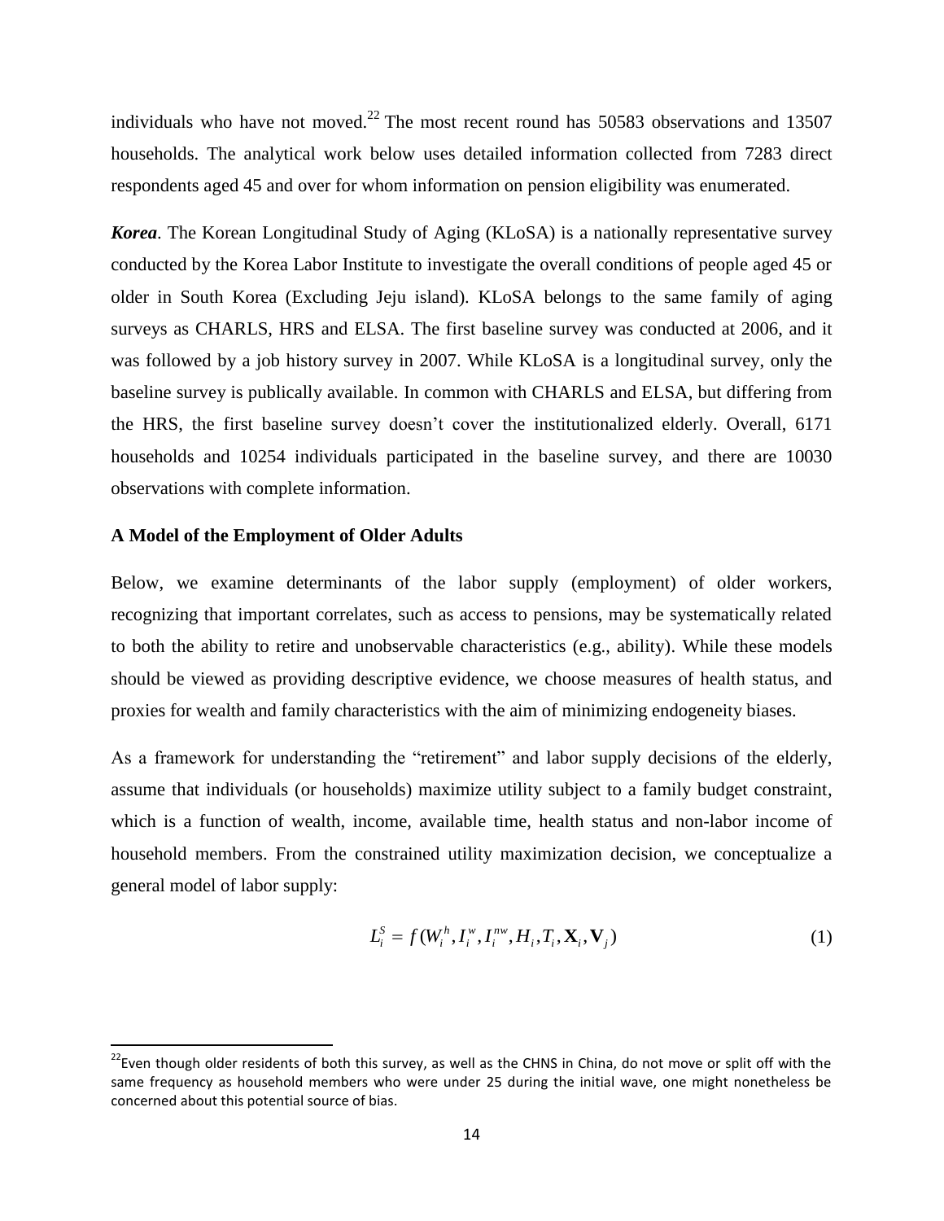individuals who have not moved.[22] The most recent round has 50583 observations and 13507 households. The analytical work below uses detailed information collected from 7283 direct respondents aged 45 and over for whom information on pension eligibility was enumerated.

***Korea***. The Korean Longitudinal Study of Aging (KLoSA) is a nationally representative survey conducted by the Korea Labor Institute to investigate the overall conditions of people aged 45 or older in South Korea (Excluding Jeju island). KLoSA belongs to the same family of aging surveys as CHARLS, HRS and ELSA. The first baseline survey was conducted at 2006, and it was followed by a job history survey in 2007. While KLoSA is a longitudinal survey, only the baseline survey is publically available. In common with CHARLS and ELSA, but differing from the HRS, the first baseline survey doesn't cover the institutionalized elderly. Overall, 6171 households and 10254 individuals participated in the baseline survey, and there are 10030 observations with complete information.

**A Model of the Employment of Older Adults**

Below, we examine determinants of the labor supply (employment) of older workers, recognizing that important correlates, such as access to pensions, may be systematically related to both the ability to retire and unobservable characteristics (e.g., ability). While these models should be viewed as providing descriptive evidence, we choose measures of health status, and proxies for wealth and family characteristics with the aim of minimizing endogeneity biases.

As a framework for understanding the "retirement" and labor supply decisions of the elderly, assume that individuals (or households) maximize utility subject to a family budget constraint, which is a function of wealth, income, available time, health status and non-labor income of household members. From the constrained utility maximization decision, we conceptualize a general model of labor supply:

$$L_i^S = f(W_i^h, I_i^w, I_i^{nw}, H_i, T_i, \mathbf{X}_i, \mathbf{V}_j) \tag{1}$$

[22] Even though older residents of both this survey, as well as the CHNS in China, do not move or split off with the same frequency as household members who were under 25 during the initial wave, one might nonetheless be concerned about this potential source of bias.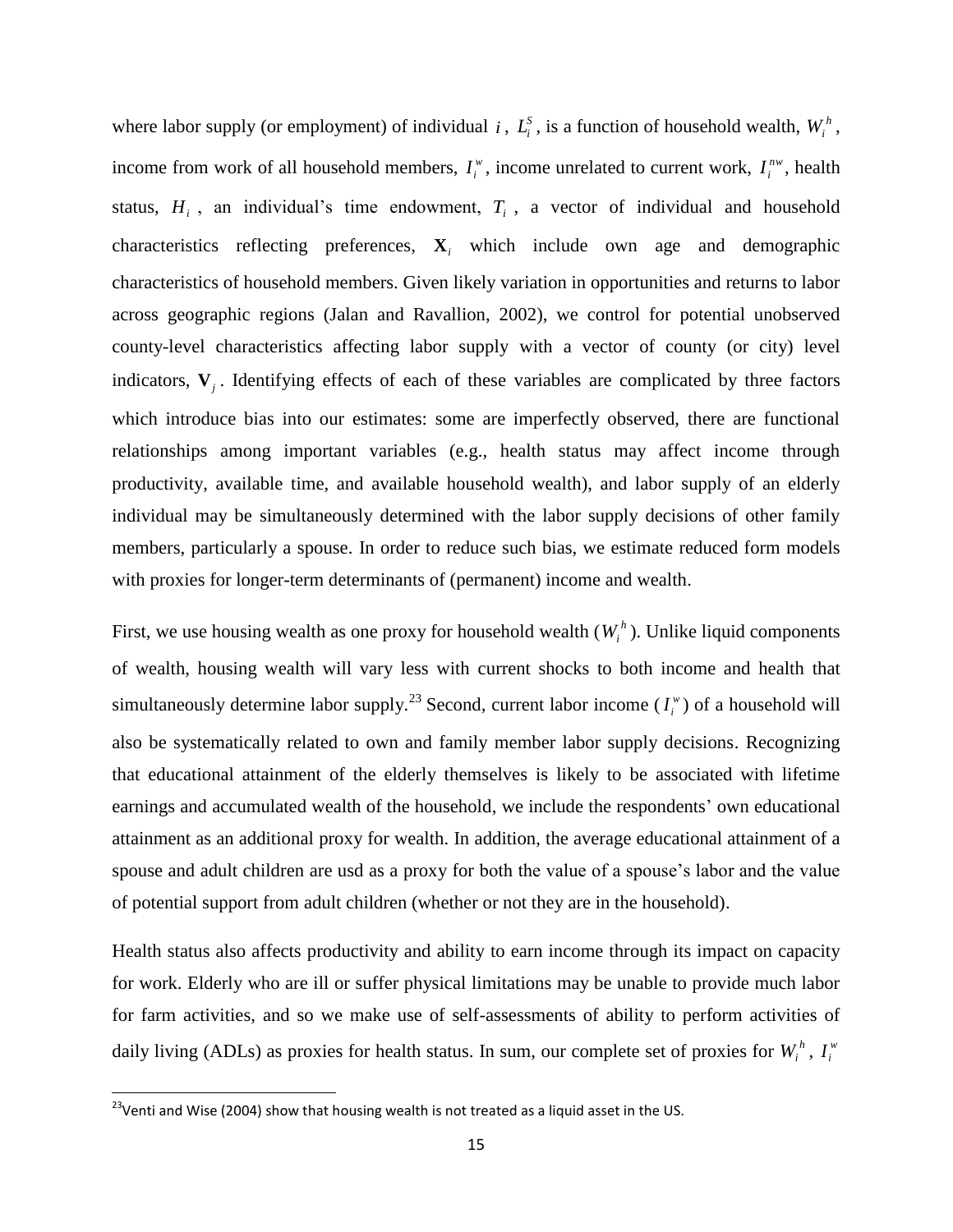where labor supply (or employment) of individual $i$, $L_i^S$, is a function of household wealth, $W_i^h$, income from work of all household members, $I_i^w$, income unrelated to current work, $I_i^{nw}$, health status, $H_i$, an individual's time endowment, $T_i$, a vector of individual and household characteristics reflecting preferences, $\mathbf{X}_i$ which include own age and demographic characteristics of household members. Given likely variation in opportunities and returns to labor across geographic regions (Jalan and Ravallion, 2002), we control for potential unobserved county-level characteristics affecting labor supply with a vector of county (or city) level indicators, $\mathbf{V}_j$. Identifying effects of each of these variables are complicated by three factors which introduce bias into our estimates: some are imperfectly observed, there are functional relationships among important variables (e.g., health status may affect income through productivity, available time, and available household wealth), and labor supply of an elderly individual may be simultaneously determined with the labor supply decisions of other family members, particularly a spouse. In order to reduce such bias, we estimate reduced form models with proxies for longer-term determinants of (permanent) income and wealth.

First, we use housing wealth as one proxy for household wealth ($W_i^h$). Unlike liquid components of wealth, housing wealth will vary less with current shocks to both income and health that simultaneously determine labor supply.[23] Second, current labor income ($I_i^w$) of a household will also be systematically related to own and family member labor supply decisions. Recognizing that educational attainment of the elderly themselves is likely to be associated with lifetime earnings and accumulated wealth of the household, we include the respondents' own educational attainment as an additional proxy for wealth. In addition, the average educational attainment of a spouse and adult children are usd as a proxy for both the value of a spouse's labor and the value of potential support from adult children (whether or not they are in the household).

Health status also affects productivity and ability to earn income through its impact on capacity for work. Elderly who are ill or suffer physical limitations may be unable to provide much labor for farm activities, and so we make use of self-assessments of ability to perform activities of daily living (ADLs) as proxies for health status. In sum, our complete set of proxies for $W_i^h$, $I_i^w$

[23] Venti and Wise (2004) show that housing wealth is not treated as a liquid asset in the US.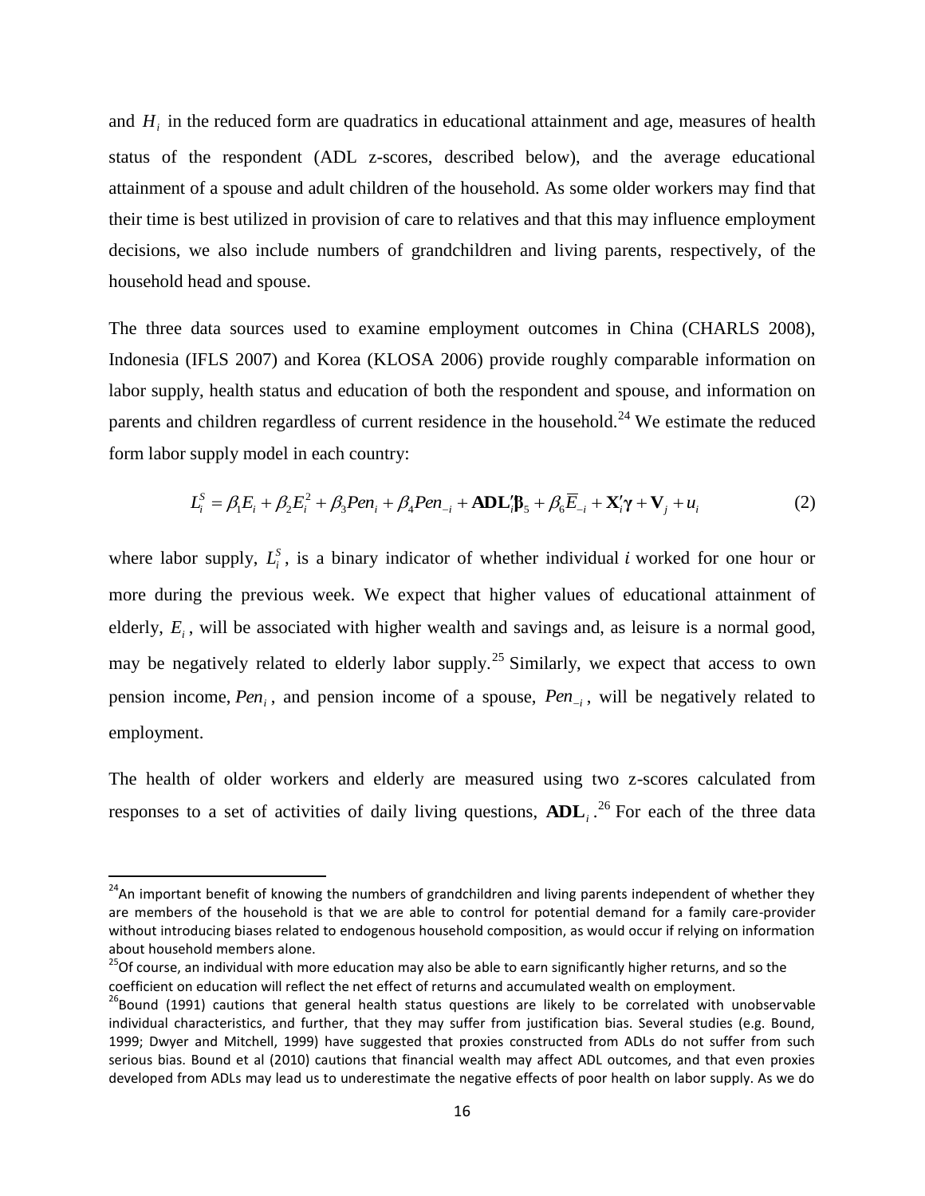and $H_i$ in the reduced form are quadratics in educational attainment and age, measures of health status of the respondent (ADL z-scores, described below), and the average educational attainment of a spouse and adult children of the household. As some older workers may find that their time is best utilized in provision of care to relatives and that this may influence employment decisions, we also include numbers of grandchildren and living parents, respectively, of the household head and spouse.

The three data sources used to examine employment outcomes in China (CHARLS 2008), Indonesia (IFLS 2007) and Korea (KLOSA 2006) provide roughly comparable information on labor supply, health status and education of both the respondent and spouse, and information on parents and children regardless of current residence in the household.[24] We estimate the reduced form labor supply model in each country:

$$L_i^S = \beta_1 E_i + \beta_2 E_i^2 + \beta_3 Pen_i + \beta_4 Pen_{-i} + \mathbf{ADL}_i'\boldsymbol{\beta}_5 + \beta_6 \overline{E}_{-i} + \mathbf{X}_i'\boldsymbol{\gamma} + \mathbf{V}_j + u_i \qquad (2)$$

where labor supply, $L_i^S$, is a binary indicator of whether individual $i$ worked for one hour or more during the previous week. We expect that higher values of educational attainment of elderly, $E_i$, will be associated with higher wealth and savings and, as leisure is a normal good, may be negatively related to elderly labor supply.[25] Similarly, we expect that access to own pension income, $Pen_i$, and pension income of a spouse, $Pen_{-i}$, will be negatively related to employment.

The health of older workers and elderly are measured using two z-scores calculated from responses to a set of activities of daily living questions, $\mathbf{ADL}_i$.[26] For each of the three data

---

[24] An important benefit of knowing the numbers of grandchildren and living parents independent of whether they are members of the household is that we are able to control for potential demand for a family care-provider without introducing biases related to endogenous household composition, as would occur if relying on information about household members alone.

[25] Of course, an individual with more education may also be able to earn significantly higher returns, and so the coefficient on education will reflect the net effect of returns and accumulated wealth on employment.

[26] Bound (1991) cautions that general health status questions are likely to be correlated with unobservable individual characteristics, and further, that they may suffer from justification bias. Several studies (e.g. Bound, 1999; Dwyer and Mitchell, 1999) have suggested that proxies constructed from ADLs do not suffer from such serious bias. Bound et al (2010) cautions that financial wealth may affect ADL outcomes, and that even proxies developed from ADLs may lead us to underestimate the negative effects of poor health on labor supply. As we do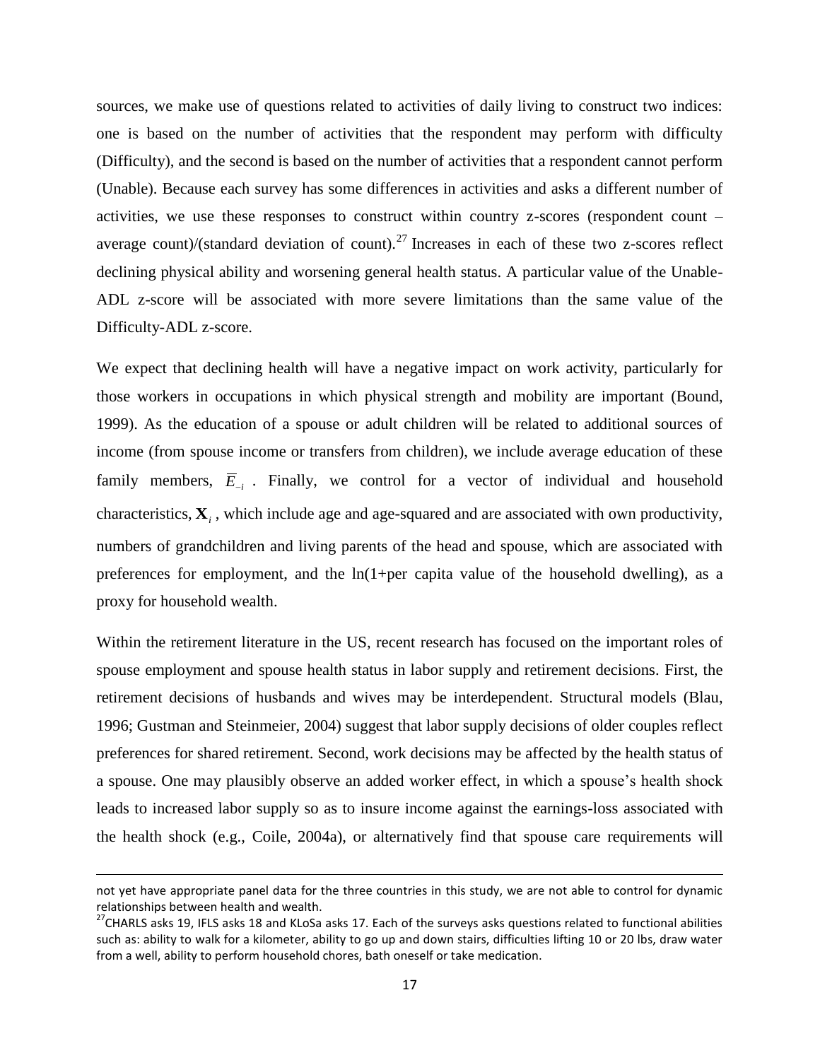sources, we make use of questions related to activities of daily living to construct two indices: one is based on the number of activities that the respondent may perform with difficulty (Difficulty), and the second is based on the number of activities that a respondent cannot perform (Unable). Because each survey has some differences in activities and asks a different number of activities, we use these responses to construct within country z-scores (respondent count – average count)/(standard deviation of count).[27] Increases in each of these two z-scores reflect declining physical ability and worsening general health status. A particular value of the Unable-ADL z-score will be associated with more severe limitations than the same value of the Difficulty-ADL z-score.

We expect that declining health will have a negative impact on work activity, particularly for those workers in occupations in which physical strength and mobility are important (Bound, 1999). As the education of a spouse or adult children will be related to additional sources of income (from spouse income or transfers from children), we include average education of these family members, $\overline{E}_{-i}$ . Finally, we control for a vector of individual and household characteristics, $\mathbf{X}_i$ , which include age and age-squared and are associated with own productivity, numbers of grandchildren and living parents of the head and spouse, which are associated with preferences for employment, and the ln(1+per capita value of the household dwelling), as a proxy for household wealth.

Within the retirement literature in the US, recent research has focused on the important roles of spouse employment and spouse health status in labor supply and retirement decisions. First, the retirement decisions of husbands and wives may be interdependent. Structural models (Blau, 1996; Gustman and Steinmeier, 2004) suggest that labor supply decisions of older couples reflect preferences for shared retirement. Second, work decisions may be affected by the health status of a spouse. One may plausibly observe an added worker effect, in which a spouse's health shock leads to increased labor supply so as to insure income against the earnings-loss associated with the health shock (e.g., Coile, 2004a), or alternatively find that spouse care requirements will

---

not yet have appropriate panel data for the three countries in this study, we are not able to control for dynamic relationships between health and wealth.

[27] CHARLS asks 19, IFLS asks 18 and KLoSa asks 17. Each of the surveys asks questions related to functional abilities such as: ability to walk for a kilometer, ability to go up and down stairs, difficulties lifting 10 or 20 lbs, draw water from a well, ability to perform household chores, bath oneself or take medication.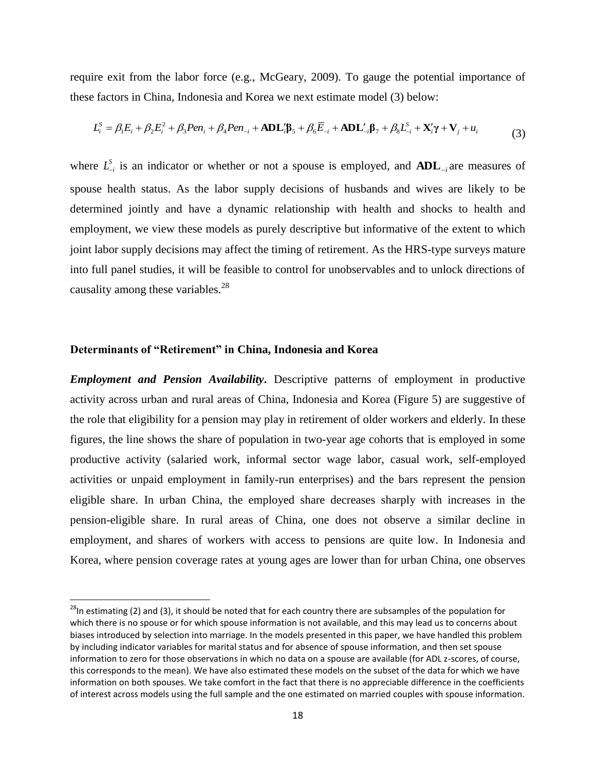require exit from the labor force (e.g., McGeary, 2009). To gauge the potential importance of these factors in China, Indonesia and Korea we next estimate model (3) below:

$$L_i^S = \beta_1 E_i + \beta_2 E_i^2 + \beta_3 Pen_i + \beta_4 Pen_{-i} + \mathbf{ADL}_i'\boldsymbol{\beta}_5 + \beta_6 \overline{E}_{-i} + \mathbf{ADL}_{-i}'\boldsymbol{\beta}_7 + \beta_8 L_{-i}^S + \mathbf{X}_i'\boldsymbol{\gamma} + \mathbf{V}_j + u_i \tag{3}$$

where $L_{-i}^S$ is an indicator or whether or not a spouse is employed, and $\mathbf{ADL}_{-i}$ are measures of spouse health status. As the labor supply decisions of husbands and wives are likely to be determined jointly and have a dynamic relationship with health and shocks to health and employment, we view these models as purely descriptive but informative of the extent to which joint labor supply decisions may affect the timing of retirement. As the HRS-type surveys mature into full panel studies, it will be feasible to control for unobservables and to unlock directions of causality among these variables.[28]

### Determinants of "Retirement" in China, Indonesia and Korea

***Employment and Pension Availability*.** Descriptive patterns of employment in productive activity across urban and rural areas of China, Indonesia and Korea (Figure 5) are suggestive of the role that eligibility for a pension may play in retirement of older workers and elderly. In these figures, the line shows the share of population in two-year age cohorts that is employed in some productive activity (salaried work, informal sector wage labor, casual work, self-employed activities or unpaid employment in family-run enterprises) and the bars represent the pension eligible share. In urban China, the employed share decreases sharply with increases in the pension-eligible share. In rural areas of China, one does not observe a similar decline in employment, and shares of workers with access to pensions are quite low. In Indonesia and Korea, where pension coverage rates at young ages are lower than for urban China, one observes

---

[28] In estimating (2) and (3), it should be noted that for each country there are subsamples of the population for which there is no spouse or for which spouse information is not available, and this may lead us to concerns about biases introduced by selection into marriage. In the models presented in this paper, we have handled this problem by including indicator variables for marital status and for absence of spouse information, and then set spouse information to zero for those observations in which no data on a spouse are available (for ADL z-scores, of course, this corresponds to the mean). We have also estimated these models on the subset of the data for which we have information on both spouses. We take comfort in the fact that there is no appreciable difference in the coefficients of interest across models using the full sample and the one estimated on married couples with spouse information.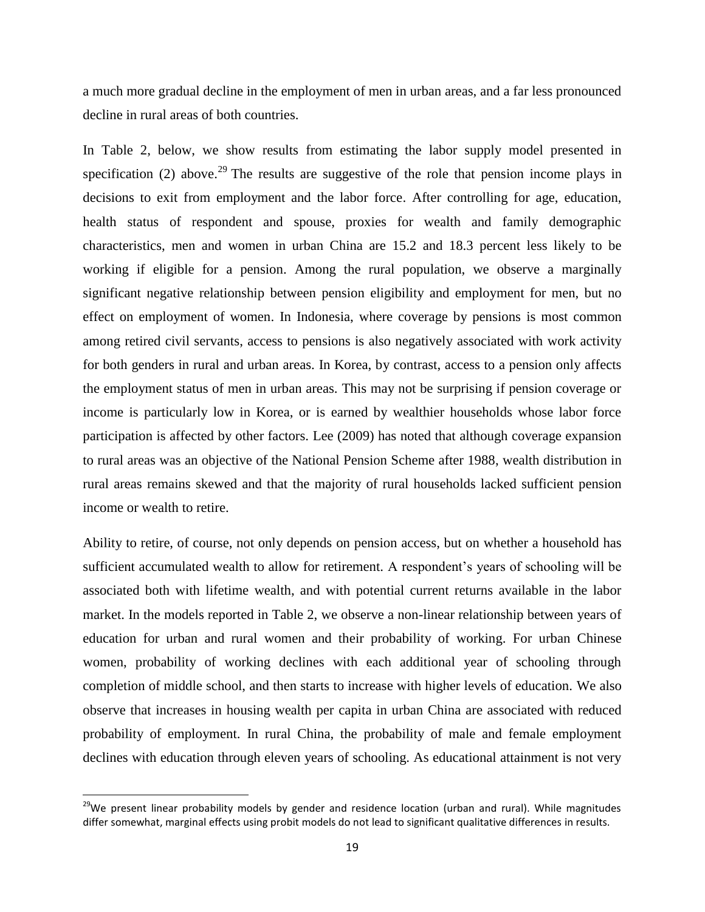a much more gradual decline in the employment of men in urban areas, and a far less pronounced decline in rural areas of both countries.

In Table 2, below, we show results from estimating the labor supply model presented in specification (2) above.[29] The results are suggestive of the role that pension income plays in decisions to exit from employment and the labor force. After controlling for age, education, health status of respondent and spouse, proxies for wealth and family demographic characteristics, men and women in urban China are 15.2 and 18.3 percent less likely to be working if eligible for a pension. Among the rural population, we observe a marginally significant negative relationship between pension eligibility and employment for men, but no effect on employment of women. In Indonesia, where coverage by pensions is most common among retired civil servants, access to pensions is also negatively associated with work activity for both genders in rural and urban areas. In Korea, by contrast, access to a pension only affects the employment status of men in urban areas. This may not be surprising if pension coverage or income is particularly low in Korea, or is earned by wealthier households whose labor force participation is affected by other factors. Lee (2009) has noted that although coverage expansion to rural areas was an objective of the National Pension Scheme after 1988, wealth distribution in rural areas remains skewed and that the majority of rural households lacked sufficient pension income or wealth to retire.

Ability to retire, of course, not only depends on pension access, but on whether a household has sufficient accumulated wealth to allow for retirement. A respondent's years of schooling will be associated both with lifetime wealth, and with potential current returns available in the labor market. In the models reported in Table 2, we observe a non-linear relationship between years of education for urban and rural women and their probability of working. For urban Chinese women, probability of working declines with each additional year of schooling through completion of middle school, and then starts to increase with higher levels of education. We also observe that increases in housing wealth per capita in urban China are associated with reduced probability of employment. In rural China, the probability of male and female employment declines with education through eleven years of schooling. As educational attainment is not very

[29] We present linear probability models by gender and residence location (urban and rural). While magnitudes differ somewhat, marginal effects using probit models do not lead to significant qualitative differences in results.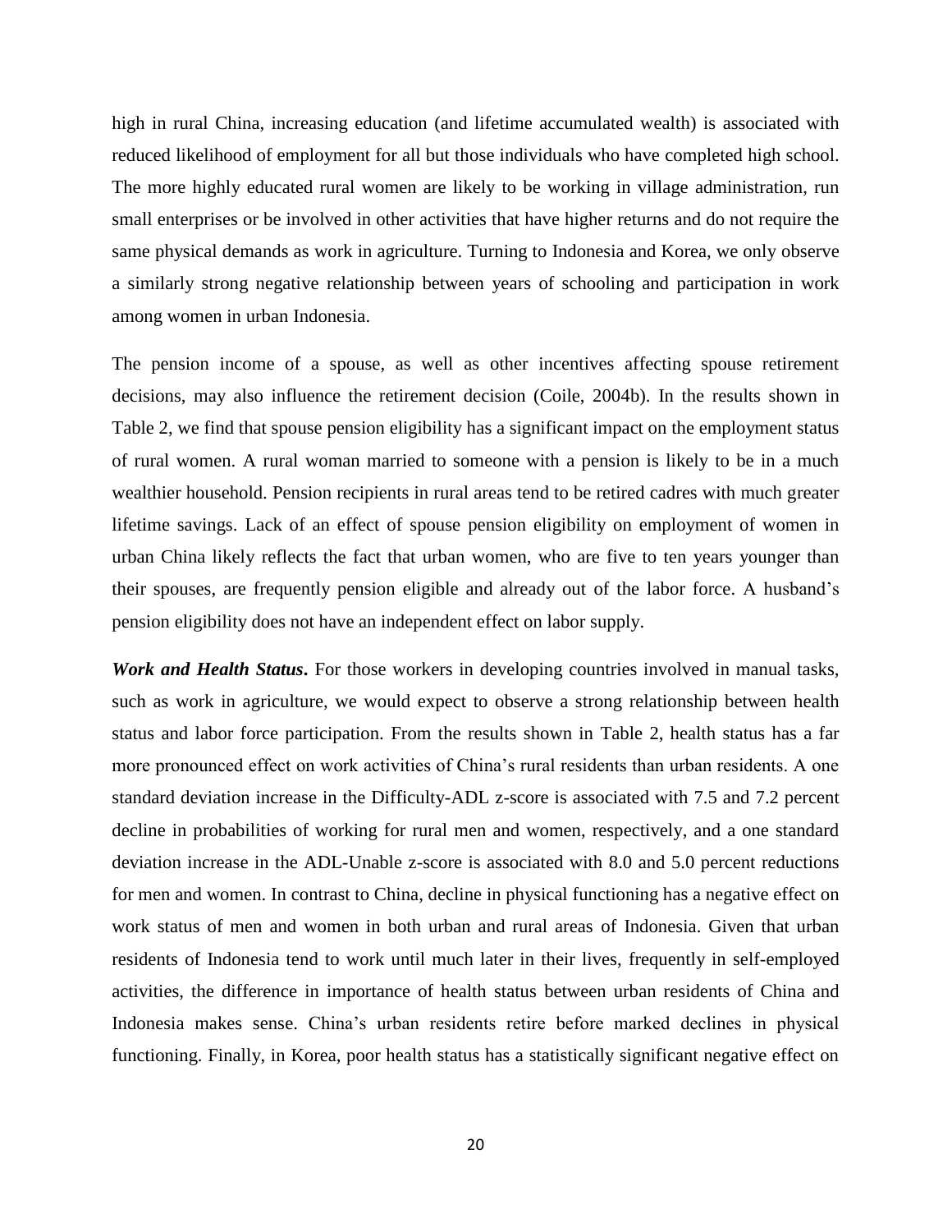high in rural China, increasing education (and lifetime accumulated wealth) is associated with reduced likelihood of employment for all but those individuals who have completed high school. The more highly educated rural women are likely to be working in village administration, run small enterprises or be involved in other activities that have higher returns and do not require the same physical demands as work in agriculture. Turning to Indonesia and Korea, we only observe a similarly strong negative relationship between years of schooling and participation in work among women in urban Indonesia.

The pension income of a spouse, as well as other incentives affecting spouse retirement decisions, may also influence the retirement decision (Coile, 2004b). In the results shown in Table 2, we find that spouse pension eligibility has a significant impact on the employment status of rural women. A rural woman married to someone with a pension is likely to be in a much wealthier household. Pension recipients in rural areas tend to be retired cadres with much greater lifetime savings. Lack of an effect of spouse pension eligibility on employment of women in urban China likely reflects the fact that urban women, who are five to ten years younger than their spouses, are frequently pension eligible and already out of the labor force. A husband's pension eligibility does not have an independent effect on labor supply.

***Work and Health Status*.** For those workers in developing countries involved in manual tasks, such as work in agriculture, we would expect to observe a strong relationship between health status and labor force participation. From the results shown in Table 2, health status has a far more pronounced effect on work activities of China's rural residents than urban residents. A one standard deviation increase in the Difficulty-ADL z-score is associated with 7.5 and 7.2 percent decline in probabilities of working for rural men and women, respectively, and a one standard deviation increase in the ADL-Unable z-score is associated with 8.0 and 5.0 percent reductions for men and women. In contrast to China, decline in physical functioning has a negative effect on work status of men and women in both urban and rural areas of Indonesia. Given that urban residents of Indonesia tend to work until much later in their lives, frequently in self-employed activities, the difference in importance of health status between urban residents of China and Indonesia makes sense. China's urban residents retire before marked declines in physical functioning. Finally, in Korea, poor health status has a statistically significant negative effect on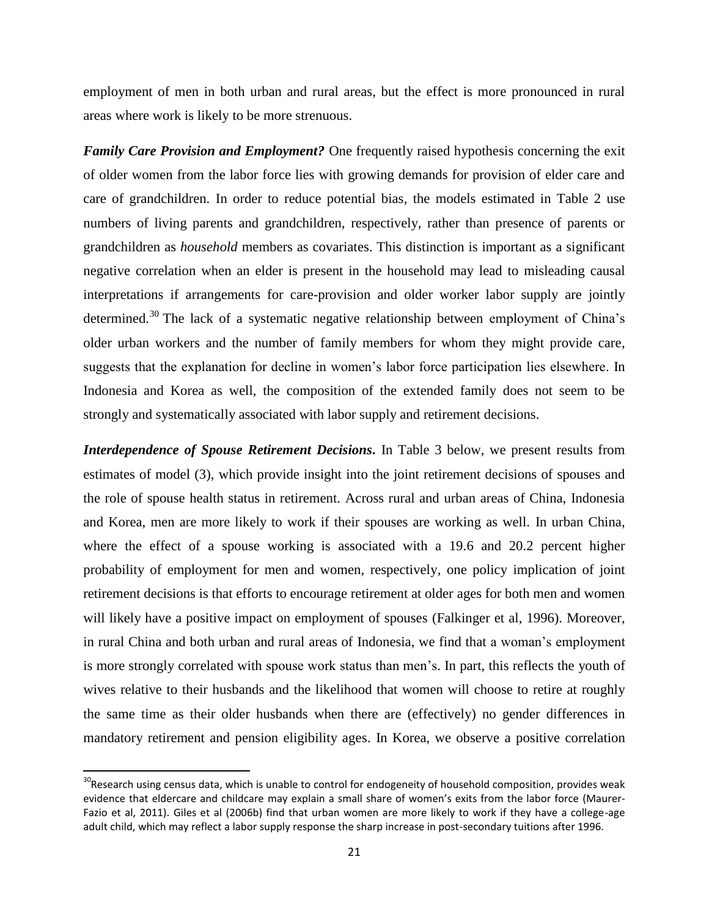employment of men in both urban and rural areas, but the effect is more pronounced in rural areas where work is likely to be more strenuous.

***Family Care Provision and Employment?*** One frequently raised hypothesis concerning the exit of older women from the labor force lies with growing demands for provision of elder care and care of grandchildren. In order to reduce potential bias, the models estimated in Table 2 use numbers of living parents and grandchildren, respectively, rather than presence of parents or grandchildren as *household* members as covariates. This distinction is important as a significant negative correlation when an elder is present in the household may lead to misleading causal interpretations if arrangements for care-provision and older worker labor supply are jointly determined.[30] The lack of a systematic negative relationship between employment of China's older urban workers and the number of family members for whom they might provide care, suggests that the explanation for decline in women's labor force participation lies elsewhere. In Indonesia and Korea as well, the composition of the extended family does not seem to be strongly and systematically associated with labor supply and retirement decisions.

***Interdependence of Spouse Retirement Decisions.*** In Table 3 below, we present results from estimates of model (3), which provide insight into the joint retirement decisions of spouses and the role of spouse health status in retirement. Across rural and urban areas of China, Indonesia and Korea, men are more likely to work if their spouses are working as well. In urban China, where the effect of a spouse working is associated with a 19.6 and 20.2 percent higher probability of employment for men and women, respectively, one policy implication of joint retirement decisions is that efforts to encourage retirement at older ages for both men and women will likely have a positive impact on employment of spouses (Falkinger et al, 1996). Moreover, in rural China and both urban and rural areas of Indonesia, we find that a woman's employment is more strongly correlated with spouse work status than men's. In part, this reflects the youth of wives relative to their husbands and the likelihood that women will choose to retire at roughly the same time as their older husbands when there are (effectively) no gender differences in mandatory retirement and pension eligibility ages. In Korea, we observe a positive correlation

---

[30] Research using census data, which is unable to control for endogeneity of household composition, provides weak evidence that eldercare and childcare may explain a small share of women's exits from the labor force (Maurer-Fazio et al, 2011). Giles et al (2006b) find that urban women are more likely to work if they have a college-age adult child, which may reflect a labor supply response the sharp increase in post-secondary tuitions after 1996.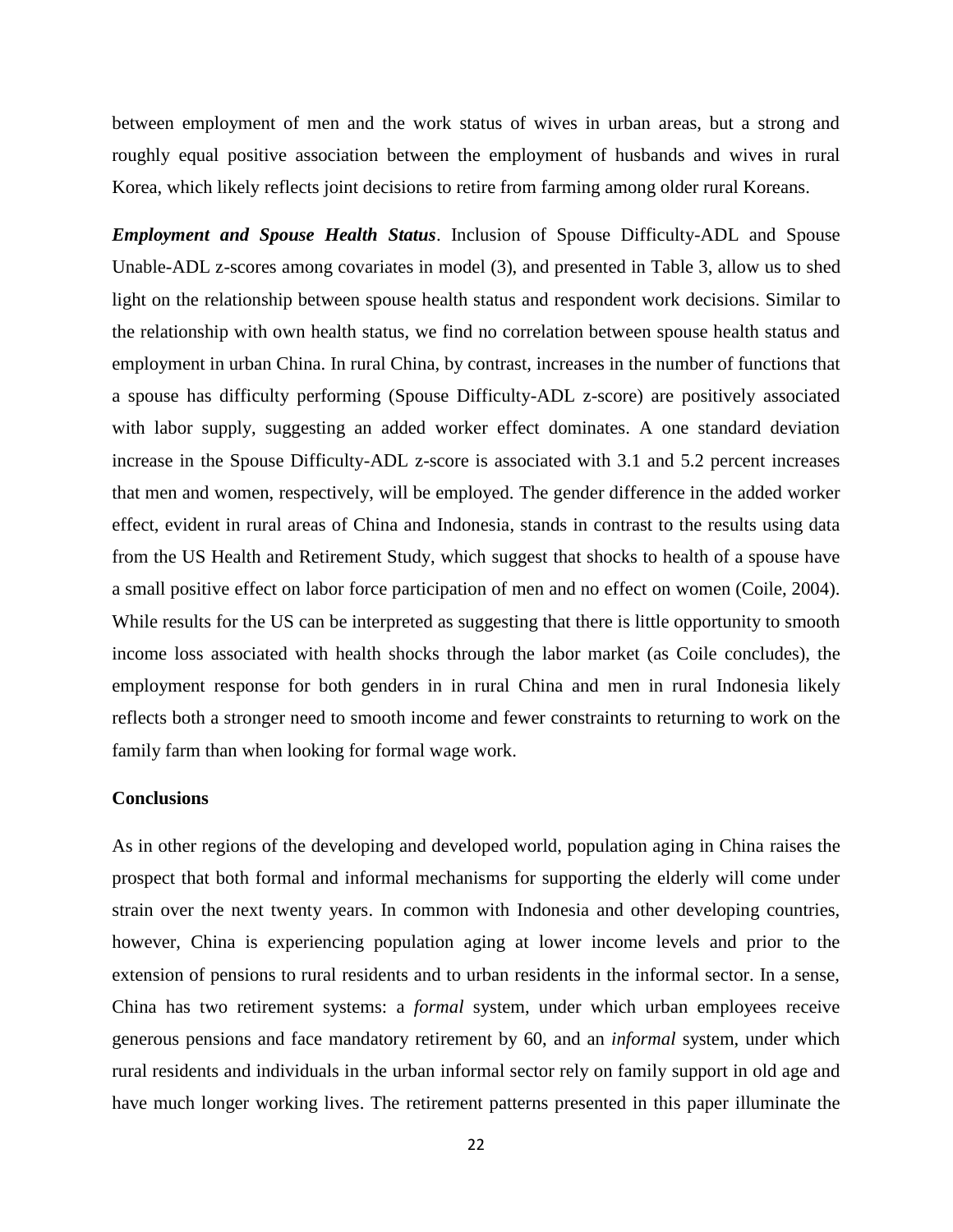between employment of men and the work status of wives in urban areas, but a strong and roughly equal positive association between the employment of husbands and wives in rural Korea, which likely reflects joint decisions to retire from farming among older rural Koreans.

***Employment and Spouse Health Status***. Inclusion of Spouse Difficulty-ADL and Spouse Unable-ADL z-scores among covariates in model (3), and presented in Table 3, allow us to shed light on the relationship between spouse health status and respondent work decisions. Similar to the relationship with own health status, we find no correlation between spouse health status and employment in urban China. In rural China, by contrast, increases in the number of functions that a spouse has difficulty performing (Spouse Difficulty-ADL z-score) are positively associated with labor supply, suggesting an added worker effect dominates. A one standard deviation increase in the Spouse Difficulty-ADL z-score is associated with 3.1 and 5.2 percent increases that men and women, respectively, will be employed. The gender difference in the added worker effect, evident in rural areas of China and Indonesia, stands in contrast to the results using data from the US Health and Retirement Study, which suggest that shocks to health of a spouse have a small positive effect on labor force participation of men and no effect on women (Coile, 2004). While results for the US can be interpreted as suggesting that there is little opportunity to smooth income loss associated with health shocks through the labor market (as Coile concludes), the employment response for both genders in in rural China and men in rural Indonesia likely reflects both a stronger need to smooth income and fewer constraints to returning to work on the family farm than when looking for formal wage work.

**Conclusions**

As in other regions of the developing and developed world, population aging in China raises the prospect that both formal and informal mechanisms for supporting the elderly will come under strain over the next twenty years. In common with Indonesia and other developing countries, however, China is experiencing population aging at lower income levels and prior to the extension of pensions to rural residents and to urban residents in the informal sector. In a sense, China has two retirement systems: a *formal* system, under which urban employees receive generous pensions and face mandatory retirement by 60, and an *informal* system, under which rural residents and individuals in the urban informal sector rely on family support in old age and have much longer working lives. The retirement patterns presented in this paper illuminate the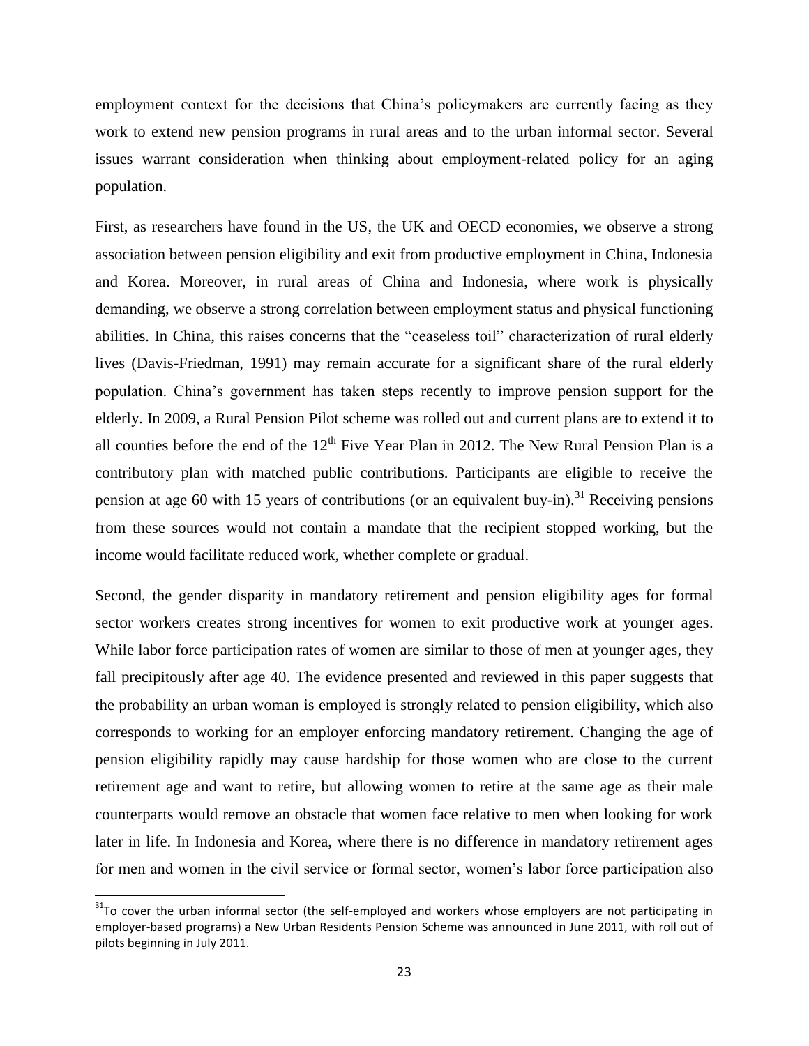employment context for the decisions that China's policymakers are currently facing as they work to extend new pension programs in rural areas and to the urban informal sector. Several issues warrant consideration when thinking about employment-related policy for an aging population.

First, as researchers have found in the US, the UK and OECD economies, we observe a strong association between pension eligibility and exit from productive employment in China, Indonesia and Korea. Moreover, in rural areas of China and Indonesia, where work is physically demanding, we observe a strong correlation between employment status and physical functioning abilities. In China, this raises concerns that the "ceaseless toil" characterization of rural elderly lives (Davis-Friedman, 1991) may remain accurate for a significant share of the rural elderly population. China's government has taken steps recently to improve pension support for the elderly. In 2009, a Rural Pension Pilot scheme was rolled out and current plans are to extend it to all counties before the end of the 12th Five Year Plan in 2012. The New Rural Pension Plan is a contributory plan with matched public contributions. Participants are eligible to receive the pension at age 60 with 15 years of contributions (or an equivalent buy-in).[31] Receiving pensions from these sources would not contain a mandate that the recipient stopped working, but the income would facilitate reduced work, whether complete or gradual.

Second, the gender disparity in mandatory retirement and pension eligibility ages for formal sector workers creates strong incentives for women to exit productive work at younger ages. While labor force participation rates of women are similar to those of men at younger ages, they fall precipitously after age 40. The evidence presented and reviewed in this paper suggests that the probability an urban woman is employed is strongly related to pension eligibility, which also corresponds to working for an employer enforcing mandatory retirement. Changing the age of pension eligibility rapidly may cause hardship for those women who are close to the current retirement age and want to retire, but allowing women to retire at the same age as their male counterparts would remove an obstacle that women face relative to men when looking for work later in life. In Indonesia and Korea, where there is no difference in mandatory retirement ages for men and women in the civil service or formal sector, women's labor force participation also

[31] To cover the urban informal sector (the self-employed and workers whose employers are not participating in employer-based programs) a New Urban Residents Pension Scheme was announced in June 2011, with roll out of pilots beginning in July 2011.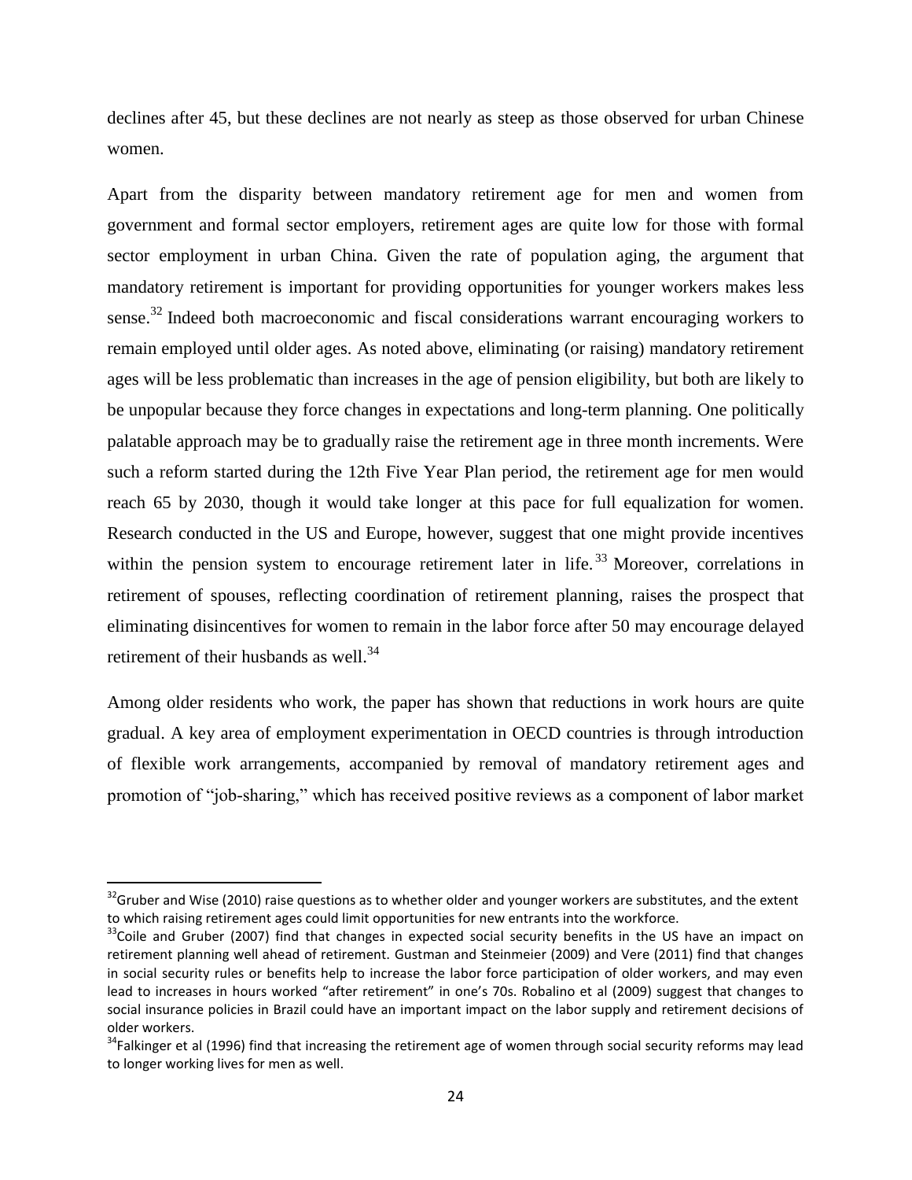declines after 45, but these declines are not nearly as steep as those observed for urban Chinese women.

Apart from the disparity between mandatory retirement age for men and women from government and formal sector employers, retirement ages are quite low for those with formal sector employment in urban China. Given the rate of population aging, the argument that mandatory retirement is important for providing opportunities for younger workers makes less sense.[32] Indeed both macroeconomic and fiscal considerations warrant encouraging workers to remain employed until older ages. As noted above, eliminating (or raising) mandatory retirement ages will be less problematic than increases in the age of pension eligibility, but both are likely to be unpopular because they force changes in expectations and long-term planning. One politically palatable approach may be to gradually raise the retirement age in three month increments. Were such a reform started during the 12th Five Year Plan period, the retirement age for men would reach 65 by 2030, though it would take longer at this pace for full equalization for women. Research conducted in the US and Europe, however, suggest that one might provide incentives within the pension system to encourage retirement later in life.[33] Moreover, correlations in retirement of spouses, reflecting coordination of retirement planning, raises the prospect that eliminating disincentives for women to remain in the labor force after 50 may encourage delayed retirement of their husbands as well.[34]

Among older residents who work, the paper has shown that reductions in work hours are quite gradual. A key area of employment experimentation in OECD countries is through introduction of flexible work arrangements, accompanied by removal of mandatory retirement ages and promotion of "job-sharing," which has received positive reviews as a component of labor market

---

[32] Gruber and Wise (2010) raise questions as to whether older and younger workers are substitutes, and the extent to which raising retirement ages could limit opportunities for new entrants into the workforce.

[33] Coile and Gruber (2007) find that changes in expected social security benefits in the US have an impact on retirement planning well ahead of retirement. Gustman and Steinmeier (2009) and Vere (2011) find that changes in social security rules or benefits help to increase the labor force participation of older workers, and may even lead to increases in hours worked "after retirement" in one's 70s. Robalino et al (2009) suggest that changes to social insurance policies in Brazil could have an important impact on the labor supply and retirement decisions of older workers.

[34] Falkinger et al (1996) find that increasing the retirement age of women through social security reforms may lead to longer working lives for men as well.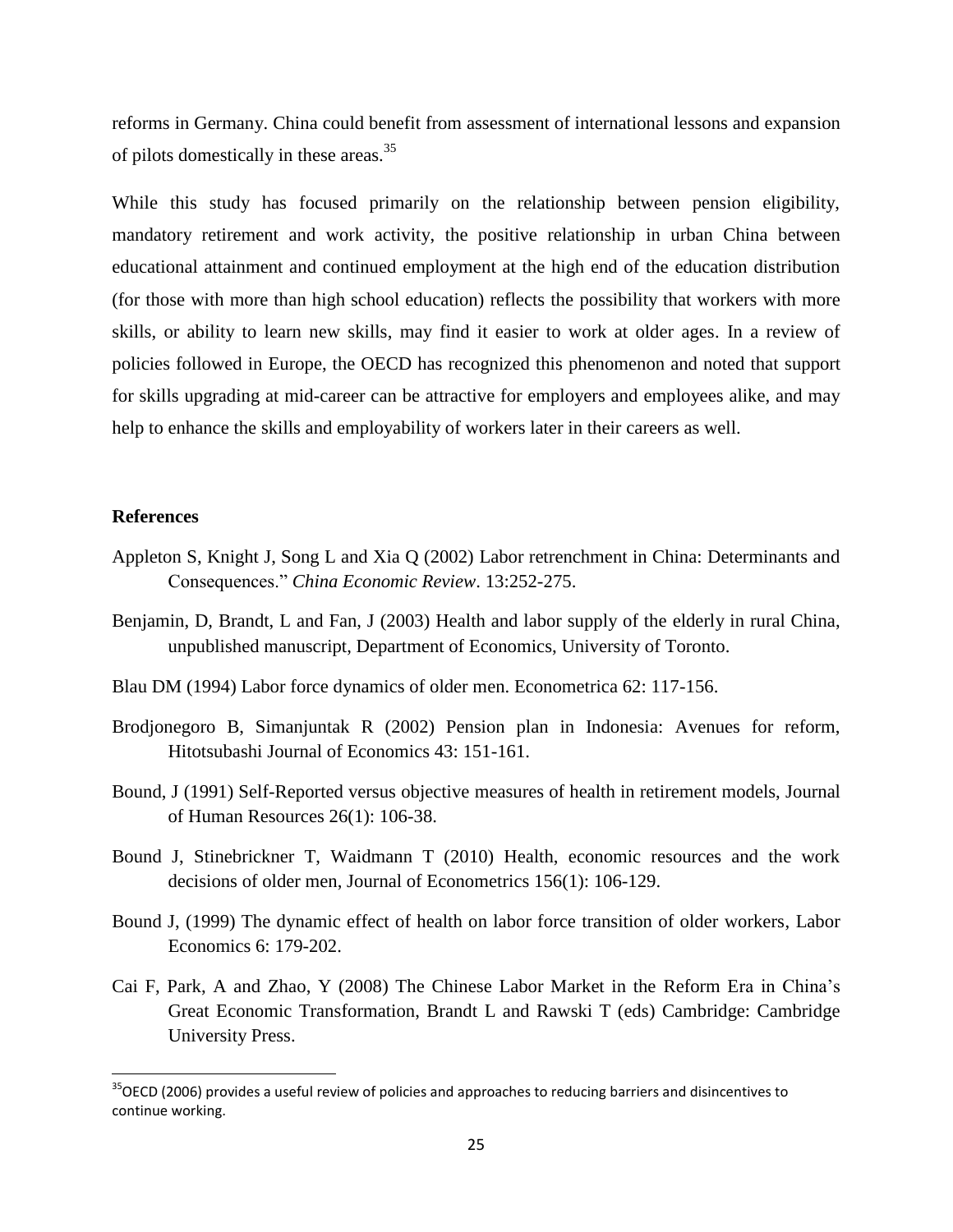reforms in Germany. China could benefit from assessment of international lessons and expansion of pilots domestically in these areas.[35]

While this study has focused primarily on the relationship between pension eligibility, mandatory retirement and work activity, the positive relationship in urban China between educational attainment and continued employment at the high end of the education distribution (for those with more than high school education) reflects the possibility that workers with more skills, or ability to learn new skills, may find it easier to work at older ages. In a review of policies followed in Europe, the OECD has recognized this phenomenon and noted that support for skills upgrading at mid-career can be attractive for employers and employees alike, and may help to enhance the skills and employability of workers later in their careers as well.

## References

Appleton S, Knight J, Song L and Xia Q (2002) Labor retrenchment in China: Determinants and Consequences." *China Economic Review*. 13:252-275.

Benjamin, D, Brandt, L and Fan, J (2003) Health and labor supply of the elderly in rural China, unpublished manuscript, Department of Economics, University of Toronto.

Blau DM (1994) Labor force dynamics of older men. Econometrica 62: 117-156.

Brodjonegoro B, Simanjuntak R (2002) Pension plan in Indonesia: Avenues for reform, Hitotsubashi Journal of Economics 43: 151-161.

Bound, J (1991) Self-Reported versus objective measures of health in retirement models, Journal of Human Resources 26(1): 106-38.

Bound J, Stinebrickner T, Waidmann T (2010) Health, economic resources and the work decisions of older men, Journal of Econometrics 156(1): 106-129.

Bound J, (1999) The dynamic effect of health on labor force transition of older workers, Labor Economics 6: 179-202.

Cai F, Park, A and Zhao, Y (2008) The Chinese Labor Market in the Reform Era in China's Great Economic Transformation, Brandt L and Rawski T (eds) Cambridge: Cambridge University Press.

---

[35] OECD (2006) provides a useful review of policies and approaches to reducing barriers and disincentives to continue working.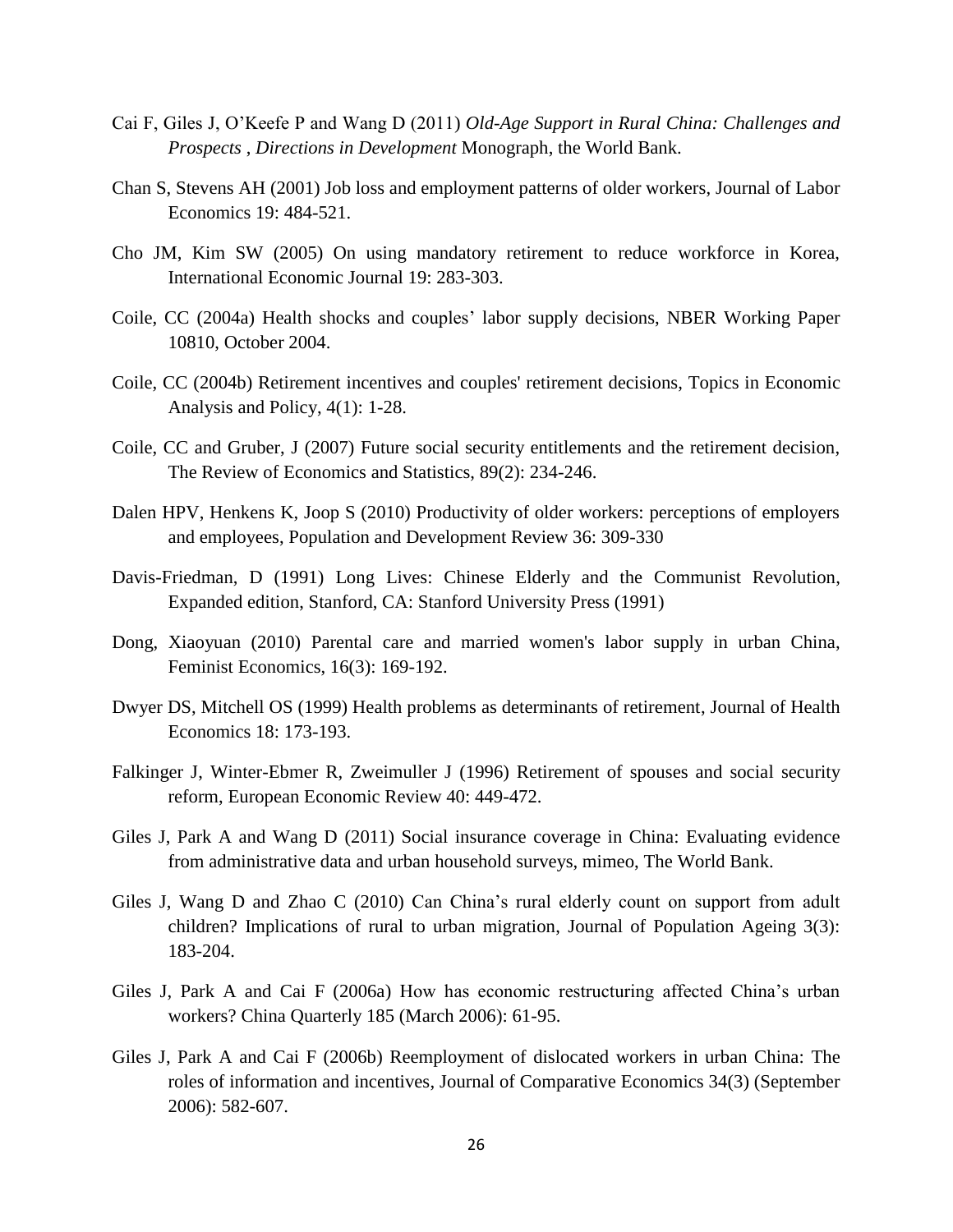Cai F, Giles J, O'Keefe P and Wang D (2011) *Old-Age Support in Rural China: Challenges and Prospects* , *Directions in Development* Monograph, the World Bank.

Chan S, Stevens AH (2001) Job loss and employment patterns of older workers, Journal of Labor Economics 19: 484-521.

Cho JM, Kim SW (2005) On using mandatory retirement to reduce workforce in Korea, International Economic Journal 19: 283-303.

Coile, CC (2004a) Health shocks and couples' labor supply decisions, NBER Working Paper 10810, October 2004.

Coile, CC (2004b) Retirement incentives and couples' retirement decisions, Topics in Economic Analysis and Policy, 4(1): 1-28.

Coile, CC and Gruber, J (2007) Future social security entitlements and the retirement decision, The Review of Economics and Statistics, 89(2): 234-246.

Dalen HPV, Henkens K, Joop S (2010) Productivity of older workers: perceptions of employers and employees, Population and Development Review 36: 309-330

Davis-Friedman, D (1991) Long Lives: Chinese Elderly and the Communist Revolution, Expanded edition, Stanford, CA: Stanford University Press (1991)

Dong, Xiaoyuan (2010) Parental care and married women's labor supply in urban China, Feminist Economics, 16(3): 169-192.

Dwyer DS, Mitchell OS (1999) Health problems as determinants of retirement, Journal of Health Economics 18: 173-193.

Falkinger J, Winter-Ebmer R, Zweimuller J (1996) Retirement of spouses and social security reform, European Economic Review 40: 449-472.

Giles J, Park A and Wang D (2011) Social insurance coverage in China: Evaluating evidence from administrative data and urban household surveys, mimeo, The World Bank.

Giles J, Wang D and Zhao C (2010) Can China's rural elderly count on support from adult children? Implications of rural to urban migration, Journal of Population Ageing 3(3): 183-204.

Giles J, Park A and Cai F (2006a) How has economic restructuring affected China's urban workers? China Quarterly 185 (March 2006): 61-95.

Giles J, Park A and Cai F (2006b) Reemployment of dislocated workers in urban China: The roles of information and incentives, Journal of Comparative Economics 34(3) (September 2006): 582-607.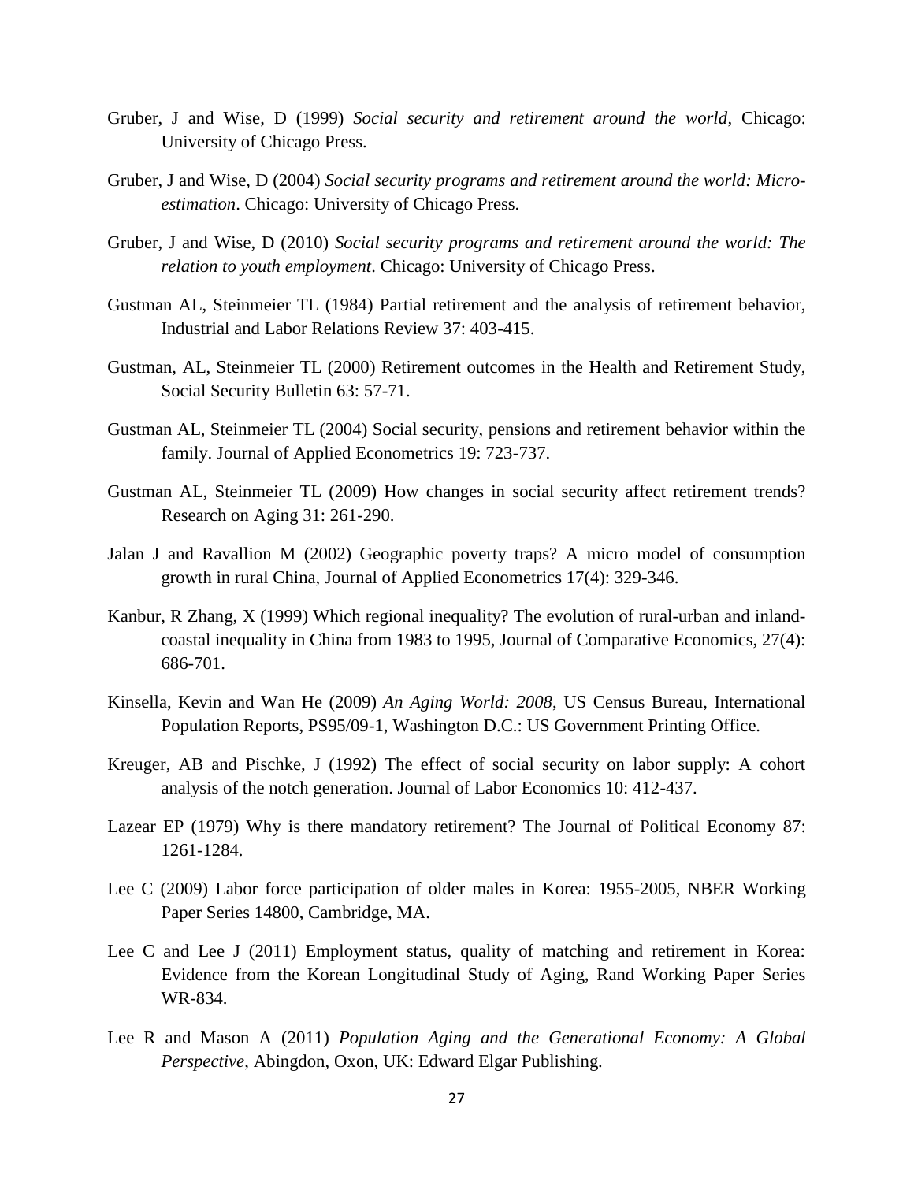Gruber, J and Wise, D (1999) *Social security and retirement around the world*, Chicago: University of Chicago Press.

Gruber, J and Wise, D (2004) *Social security programs and retirement around the world: Micro-estimation*. Chicago: University of Chicago Press.

Gruber, J and Wise, D (2010) *Social security programs and retirement around the world: The relation to youth employment*. Chicago: University of Chicago Press.

Gustman AL, Steinmeier TL (1984) Partial retirement and the analysis of retirement behavior, Industrial and Labor Relations Review 37: 403-415.

Gustman, AL, Steinmeier TL (2000) Retirement outcomes in the Health and Retirement Study, Social Security Bulletin 63: 57-71.

Gustman AL, Steinmeier TL (2004) Social security, pensions and retirement behavior within the family. Journal of Applied Econometrics 19: 723-737.

Gustman AL, Steinmeier TL (2009) How changes in social security affect retirement trends? Research on Aging 31: 261-290.

Jalan J and Ravallion M (2002) Geographic poverty traps? A micro model of consumption growth in rural China, Journal of Applied Econometrics 17(4): 329-346.

Kanbur, R Zhang, X (1999) Which regional inequality? The evolution of rural-urban and inland-coastal inequality in China from 1983 to 1995, Journal of Comparative Economics, 27(4): 686-701.

Kinsella, Kevin and Wan He (2009) *An Aging World: 2008*, US Census Bureau, International Population Reports, PS95/09-1, Washington D.C.: US Government Printing Office.

Kreuger, AB and Pischke, J (1992) The effect of social security on labor supply: A cohort analysis of the notch generation. Journal of Labor Economics 10: 412-437.

Lazear EP (1979) Why is there mandatory retirement? The Journal of Political Economy 87: 1261-1284.

Lee C (2009) Labor force participation of older males in Korea: 1955-2005, NBER Working Paper Series 14800, Cambridge, MA.

Lee C and Lee J (2011) Employment status, quality of matching and retirement in Korea: Evidence from the Korean Longitudinal Study of Aging, Rand Working Paper Series WR-834.

Lee R and Mason A (2011) *Population Aging and the Generational Economy: A Global Perspective*, Abingdon, Oxon, UK: Edward Elgar Publishing.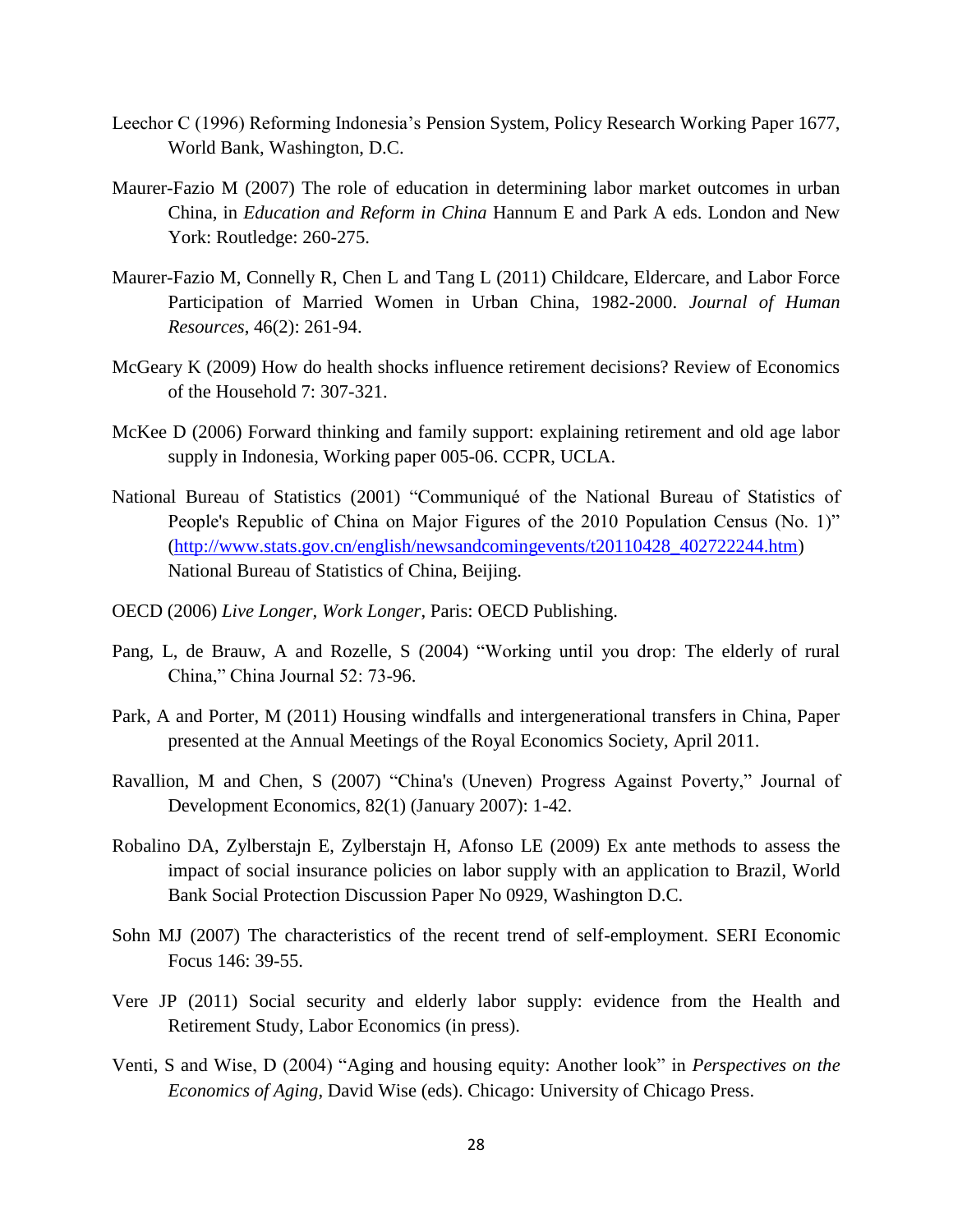Leechor C (1996) Reforming Indonesia's Pension System, Policy Research Working Paper 1677, World Bank, Washington, D.C.

Maurer-Fazio M (2007) The role of education in determining labor market outcomes in urban China, in *Education and Reform in China* Hannum E and Park A eds. London and New York: Routledge: 260-275.

Maurer-Fazio M, Connelly R, Chen L and Tang L (2011) Childcare, Eldercare, and Labor Force Participation of Married Women in Urban China, 1982-2000. *Journal of Human Resources*, 46(2): 261-94.

McGeary K (2009) How do health shocks influence retirement decisions? Review of Economics of the Household 7: 307-321.

McKee D (2006) Forward thinking and family support: explaining retirement and old age labor supply in Indonesia, Working paper 005-06. CCPR, UCLA.

National Bureau of Statistics (2001) "Communiqué of the National Bureau of Statistics of People's Republic of China on Major Figures of the 2010 Population Census (No. 1)" (http://www.stats.gov.cn/english/newsandcomingevents/t20110428_402722244.htm) National Bureau of Statistics of China, Beijing.

OECD (2006) *Live Longer, Work Longer*, Paris: OECD Publishing.

Pang, L, de Brauw, A and Rozelle, S (2004) "Working until you drop: The elderly of rural China," China Journal 52: 73-96.

Park, A and Porter, M (2011) Housing windfalls and intergenerational transfers in China, Paper presented at the Annual Meetings of the Royal Economics Society, April 2011.

Ravallion, M and Chen, S (2007) "China's (Uneven) Progress Against Poverty," Journal of Development Economics, 82(1) (January 2007): 1-42.

Robalino DA, Zylberstajn E, Zylberstajn H, Afonso LE (2009) Ex ante methods to assess the impact of social insurance policies on labor supply with an application to Brazil, World Bank Social Protection Discussion Paper No 0929, Washington D.C.

Sohn MJ (2007) The characteristics of the recent trend of self-employment. SERI Economic Focus 146: 39-55.

Vere JP (2011) Social security and elderly labor supply: evidence from the Health and Retirement Study, Labor Economics (in press).

Venti, S and Wise, D (2004) "Aging and housing equity: Another look" in *Perspectives on the Economics of Aging*, David Wise (eds). Chicago: University of Chicago Press.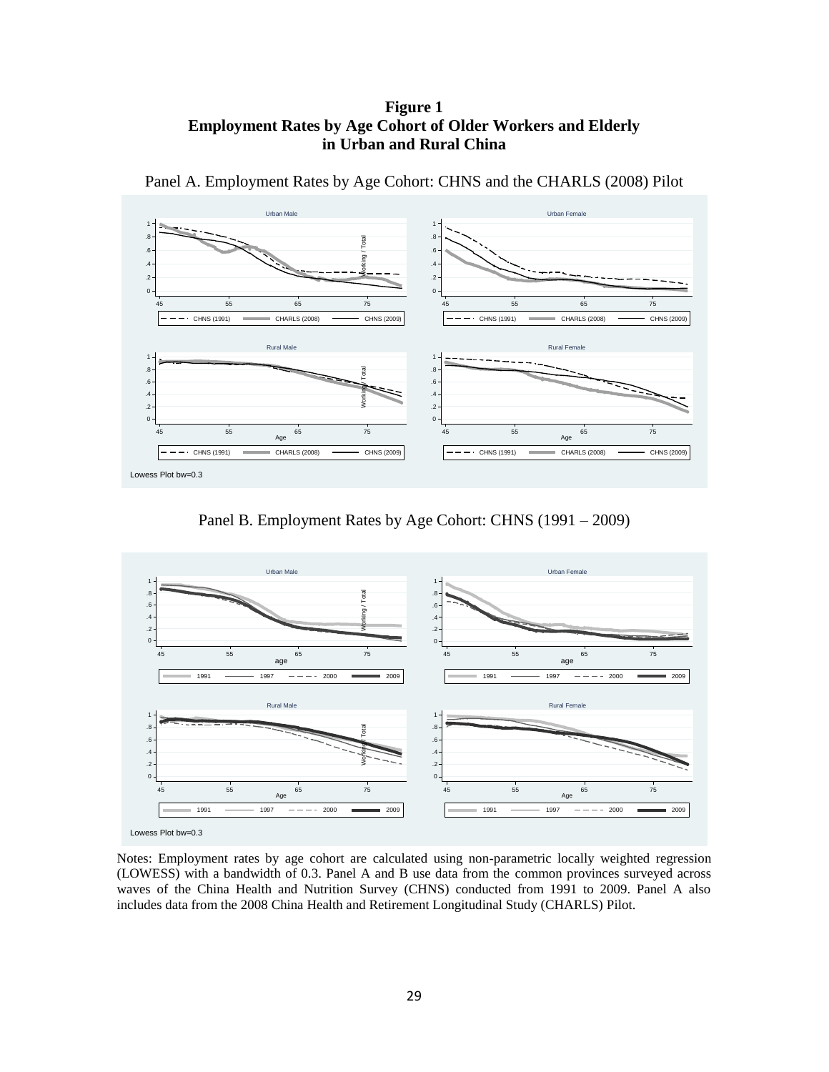**Figure 1**
**Employment Rates by Age Cohort of Older Workers and Elderly in Urban and Rural China**

Panel A. Employment Rates by Age Cohort: CHNS and the CHARLS (2008) Pilot

Panel B. Employment Rates by Age Cohort: CHNS (1991 – 2009)

Notes: Employment rates by age cohort are calculated using non-parametric locally weighted regression (LOWESS) with a bandwidth of 0.3. Panel A and B use data from the common provinces surveyed across waves of the China Health and Nutrition Survey (CHNS) conducted from 1991 to 2009. Panel A also includes data from the 2008 China Health and Retirement Longitudinal Study (CHARLS) Pilot.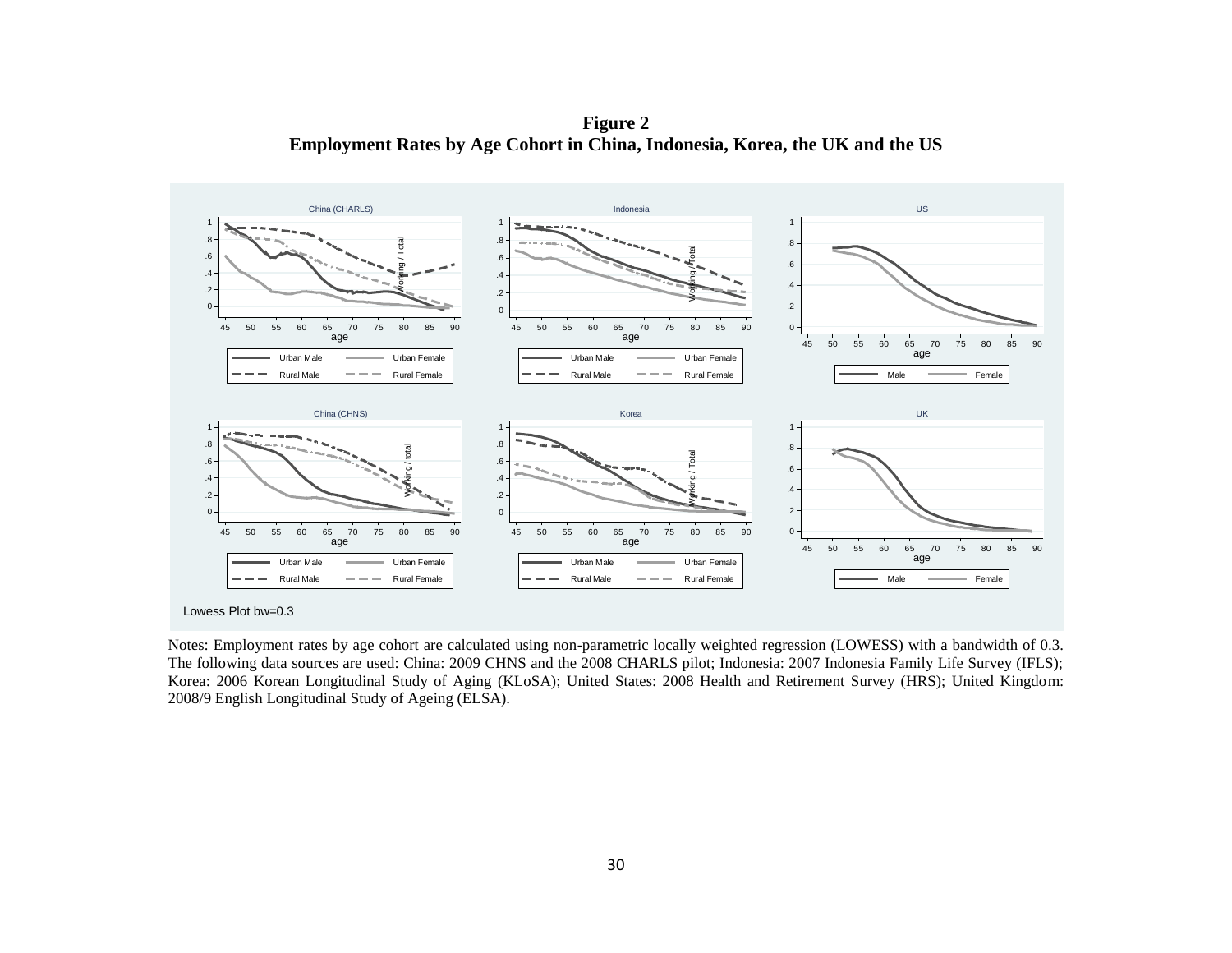**Figure 2**
**Employment Rates by Age Cohort in China, Indonesia, Korea, the UK and the US**

Notes: Employment rates by age cohort are calculated using non-parametric locally weighted regression (LOWESS) with a bandwidth of 0.3. The following data sources are used: China: 2009 CHNS and the 2008 CHARLS pilot; Indonesia: 2007 Indonesia Family Life Survey (IFLS); Korea: 2006 Korean Longitudinal Study of Aging (KLoSA); United States: 2008 Health and Retirement Survey (HRS); United Kingdom: 2008/9 English Longitudinal Study of Ageing (ELSA).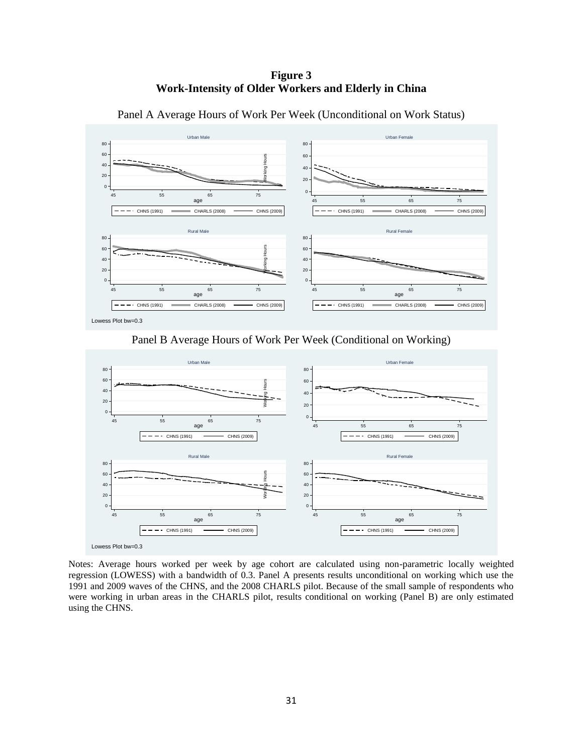**Figure 3**
**Work-Intensity of Older Workers and Elderly in China**

Panel A Average Hours of Work Per Week (Unconditional on Work Status)

Panel B Average Hours of Work Per Week (Conditional on Working)

Notes: Average hours worked per week by age cohort are calculated using non-parametric locally weighted regression (LOWESS) with a bandwidth of 0.3. Panel A presents results unconditional on working which use the 1991 and 2009 waves of the CHNS, and the 2008 CHARLS pilot. Because of the small sample of respondents who were working in urban areas in the CHARLS pilot, results conditional on working (Panel B) are only estimated using the CHNS.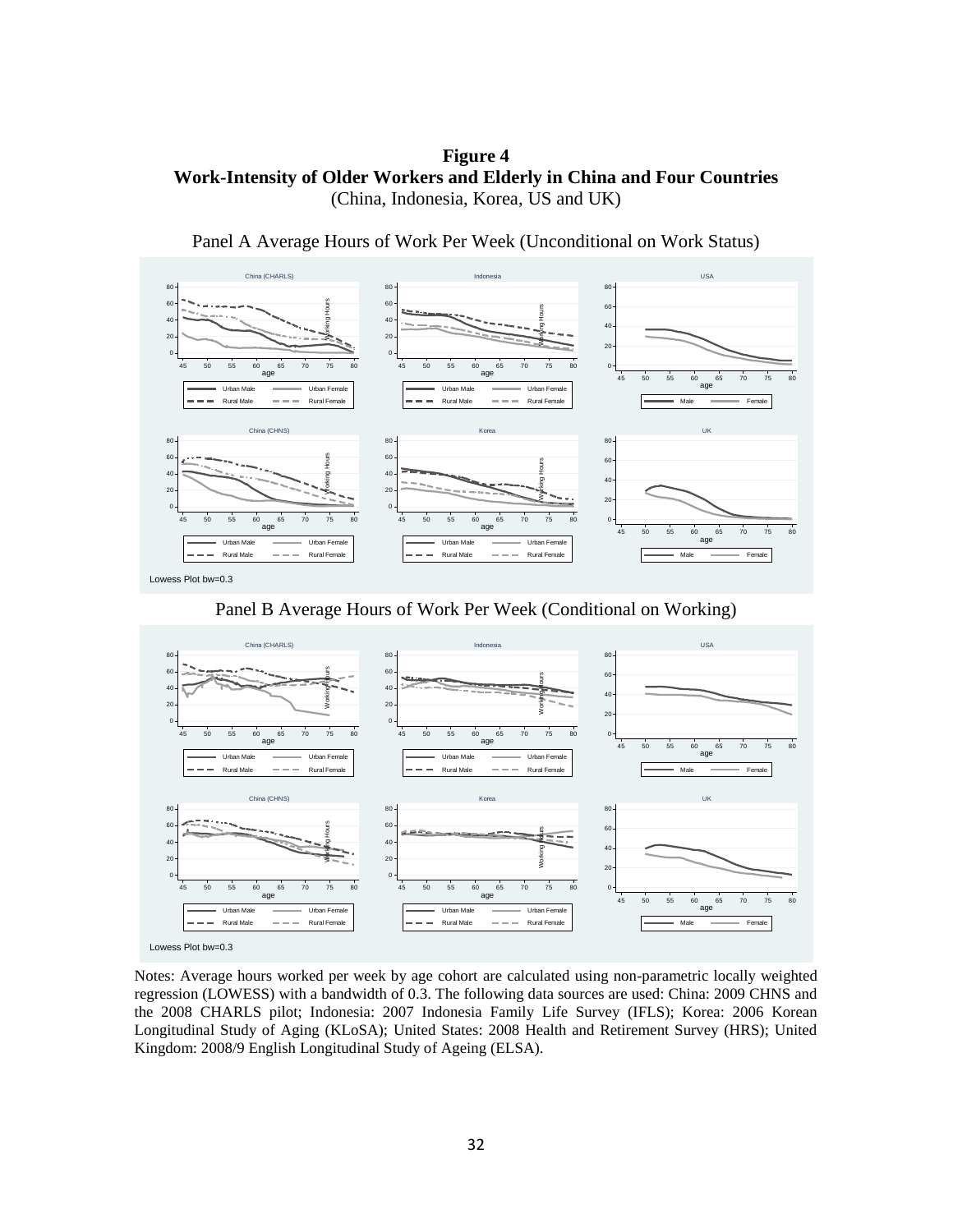**Figure 4**
**Work-Intensity of Older Workers and Elderly in China and Four Countries**
(China, Indonesia, Korea, US and UK)

Panel A Average Hours of Work Per Week (Unconditional on Work Status)

Panel B Average Hours of Work Per Week (Conditional on Working)

Notes: Average hours worked per week by age cohort are calculated using non-parametric locally weighted regression (LOWESS) with a bandwidth of 0.3. The following data sources are used: China: 2009 CHNS and the 2008 CHARLS pilot; Indonesia: 2007 Indonesia Family Life Survey (IFLS); Korea: 2006 Korean Longitudinal Study of Aging (KLoSA); United States: 2008 Health and Retirement Survey (HRS); United Kingdom: 2008/9 English Longitudinal Study of Ageing (ELSA).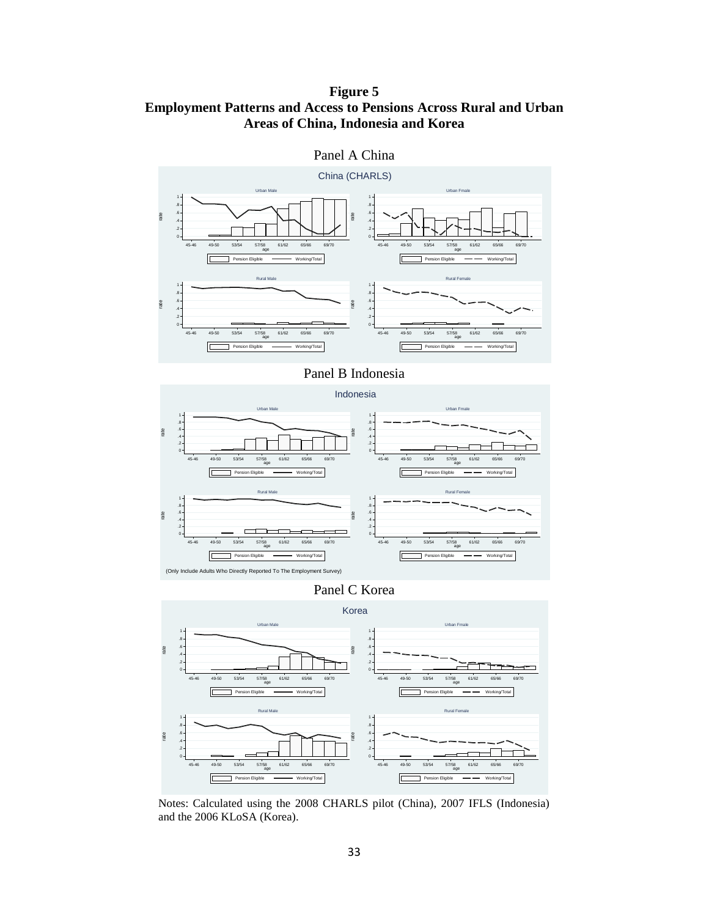**Figure 5**
**Employment Patterns and Access to Pensions Across Rural and Urban Areas of China, Indonesia and Korea**

Panel A China

Panel B Indonesia

Panel C Korea

Notes: Calculated using the 2008 CHARLS pilot (China), 2007 IFLS (Indonesia) and the 2006 KLoSA (Korea).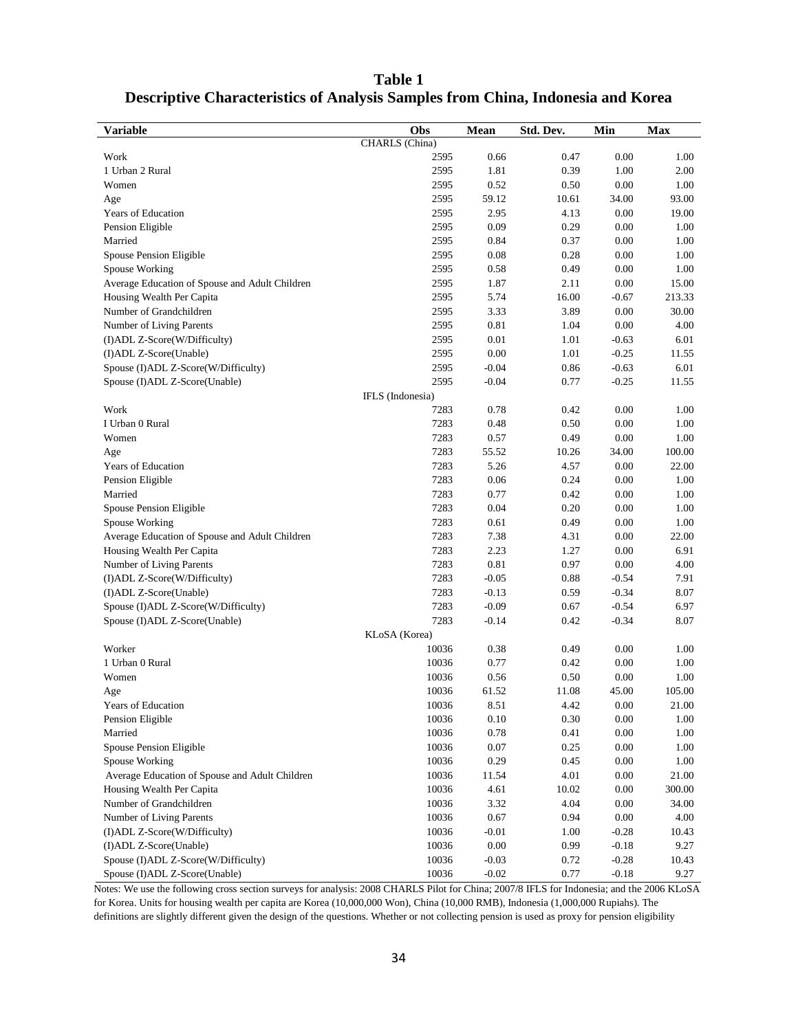**Table 1**
**Descriptive Characteristics of Analysis Samples from China, Indonesia and Korea**

| Variable | Obs | Mean | Std. Dev. | Min | Max |
|---|---|---|---|---|---|
| | CHARLS (China) | | | | |
| Work | 2595 | 0.66 | 0.47 | 0.00 | 1.00 |
| 1 Urban 2 Rural | 2595 | 1.81 | 0.39 | 1.00 | 2.00 |
| Women | 2595 | 0.52 | 0.50 | 0.00 | 1.00 |
| Age | 2595 | 59.12 | 10.61 | 34.00 | 93.00 |
| Years of Education | 2595 | 2.95 | 4.13 | 0.00 | 19.00 |
| Pension Eligible | 2595 | 0.09 | 0.29 | 0.00 | 1.00 |
| Married | 2595 | 0.84 | 0.37 | 0.00 | 1.00 |
| Spouse Pension Eligible | 2595 | 0.08 | 0.28 | 0.00 | 1.00 |
| Spouse Working | 2595 | 0.58 | 0.49 | 0.00 | 1.00 |
| Average Education of Spouse and Adult Children | 2595 | 1.87 | 2.11 | 0.00 | 15.00 |
| Housing Wealth Per Capita | 2595 | 5.74 | 16.00 | -0.67 | 213.33 |
| Number of Grandchildren | 2595 | 3.33 | 3.89 | 0.00 | 30.00 |
| Number of Living Parents | 2595 | 0.81 | 1.04 | 0.00 | 4.00 |
| (I)ADL Z-Score(W/Difficulty) | 2595 | 0.01 | 1.01 | -0.63 | 6.01 |
| (I)ADL Z-Score(Unable) | 2595 | 0.00 | 1.01 | -0.25 | 11.55 |
| Spouse (I)ADL Z-Score(W/Difficulty) | 2595 | -0.04 | 0.86 | -0.63 | 6.01 |
| Spouse (I)ADL Z-Score(Unable) | 2595 | -0.04 | 0.77 | -0.25 | 11.55 |
| | IFLS (Indonesia) | | | | |
| Work | 7283 | 0.78 | 0.42 | 0.00 | 1.00 |
| I Urban 0 Rural | 7283 | 0.48 | 0.50 | 0.00 | 1.00 |
| Women | 7283 | 0.57 | 0.49 | 0.00 | 1.00 |
| Age | 7283 | 55.52 | 10.26 | 34.00 | 100.00 |
| Years of Education | 7283 | 5.26 | 4.57 | 0.00 | 22.00 |
| Pension Eligible | 7283 | 0.06 | 0.24 | 0.00 | 1.00 |
| Married | 7283 | 0.77 | 0.42 | 0.00 | 1.00 |
| Spouse Pension Eligible | 7283 | 0.04 | 0.20 | 0.00 | 1.00 |
| Spouse Working | 7283 | 0.61 | 0.49 | 0.00 | 1.00 |
| Average Education of Spouse and Adult Children | 7283 | 7.38 | 4.31 | 0.00 | 22.00 |
| Housing Wealth Per Capita | 7283 | 2.23 | 1.27 | 0.00 | 6.91 |
| Number of Living Parents | 7283 | 0.81 | 0.97 | 0.00 | 4.00 |
| (I)ADL Z-Score(W/Difficulty) | 7283 | -0.05 | 0.88 | -0.54 | 7.91 |
| (I)ADL Z-Score(Unable) | 7283 | -0.13 | 0.59 | -0.34 | 8.07 |
| Spouse (I)ADL Z-Score(W/Difficulty) | 7283 | -0.09 | 0.67 | -0.54 | 6.97 |
| Spouse (I)ADL Z-Score(Unable) | 7283 | -0.14 | 0.42 | -0.34 | 8.07 |
| | KLoSA (Korea) | | | | |
| Worker | 10036 | 0.38 | 0.49 | 0.00 | 1.00 |
| 1 Urban 0 Rural | 10036 | 0.77 | 0.42 | 0.00 | 1.00 |
| Women | 10036 | 0.56 | 0.50 | 0.00 | 1.00 |
| Age | 10036 | 61.52 | 11.08 | 45.00 | 105.00 |
| Years of Education | 10036 | 8.51 | 4.42 | 0.00 | 21.00 |
| Pension Eligible | 10036 | 0.10 | 0.30 | 0.00 | 1.00 |
| Married | 10036 | 0.78 | 0.41 | 0.00 | 1.00 |
| Spouse Pension Eligible | 10036 | 0.07 | 0.25 | 0.00 | 1.00 |
| Spouse Working | 10036 | 0.29 | 0.45 | 0.00 | 1.00 |
| Average Education of Spouse and Adult Children | 10036 | 11.54 | 4.01 | 0.00 | 21.00 |
| Housing Wealth Per Capita | 10036 | 4.61 | 10.02 | 0.00 | 300.00 |
| Number of Grandchildren | 10036 | 3.32 | 4.04 | 0.00 | 34.00 |
| Number of Living Parents | 10036 | 0.67 | 0.94 | 0.00 | 4.00 |
| (I)ADL Z-Score(W/Difficulty) | 10036 | -0.01 | 1.00 | -0.28 | 10.43 |
| (I)ADL Z-Score(Unable) | 10036 | 0.00 | 0.99 | -0.18 | 9.27 |
| Spouse (I)ADL Z-Score(W/Difficulty) | 10036 | -0.03 | 0.72 | -0.28 | 10.43 |
| Spouse (I)ADL Z-Score(Unable) | 10036 | -0.02 | 0.77 | -0.18 | 9.27 |

Notes: We use the following cross section surveys for analysis: 2008 CHARLS Pilot for China; 2007/8 IFLS for Indonesia; and the 2006 KLoSA for Korea. Units for housing wealth per capita are Korea (10,000,000 Won), China (10,000 RMB), Indonesia (1,000,000 Rupiahs). The definitions are slightly different given the design of the questions. Whether or not collecting pension is used as proxy for pension eligibility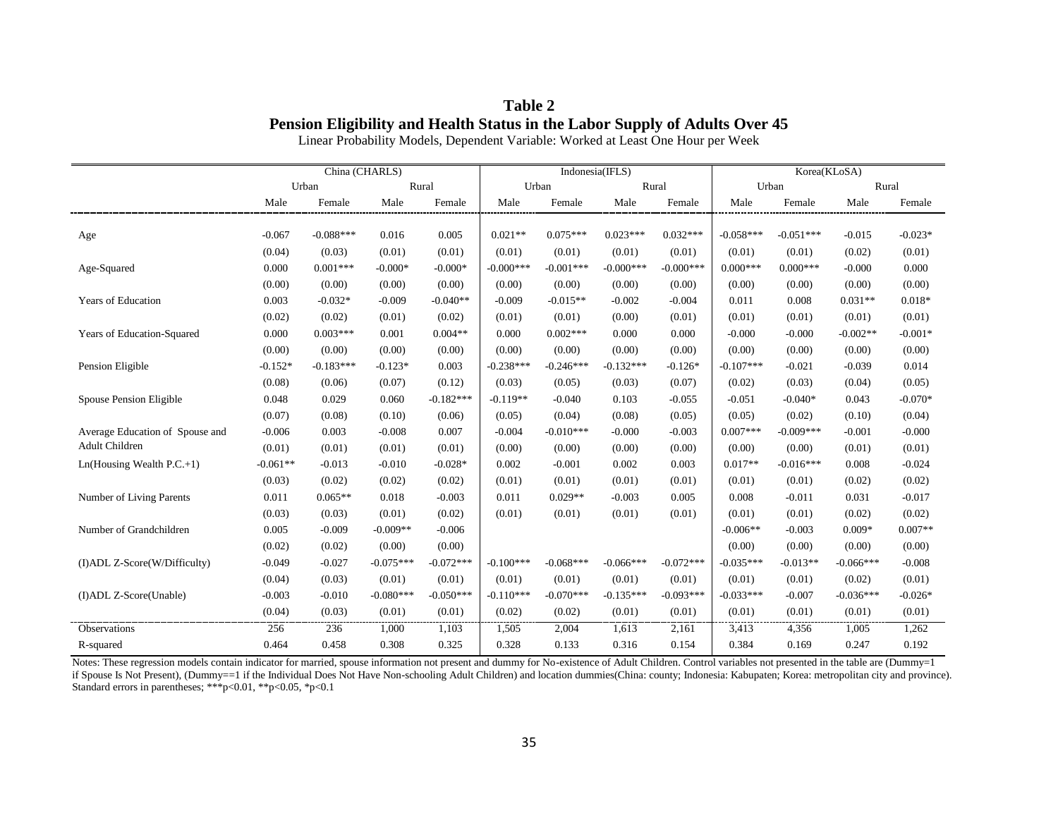# Table 2

## Pension Eligibility and Health Status in the Labor Supply of Adults Over 45

Linear Probability Models, Dependent Variable: Worked at Least One Hour per Week

| | China (CHARLS) | | | | Indonesia(IFLS) | | | | Korea(KLoSA) | | | |
|---|---|---|---|---|---|---|---|---|---|---|---|---|
| | Urban | | Rural | | Urban | | Rural | | Urban | | Rural | |
| | Male | Female | Male | Female | Male | Female | Male | Female | Male | Female | Male | Female |
| Age | -0.067 | -0.088*** | 0.016 | 0.005 | 0.021** | 0.075*** | 0.023*** | 0.032*** | -0.058*** | -0.051*** | -0.015 | -0.023* |
| | (0.04) | (0.03) | (0.01) | (0.01) | (0.01) | (0.01) | (0.01) | (0.01) | (0.01) | (0.01) | (0.02) | (0.01) |
| Age-Squared | 0.000 | 0.001*** | -0.000* | -0.000* | -0.000*** | -0.001*** | -0.000*** | -0.000*** | 0.000*** | 0.000*** | -0.000 | 0.000 |
| | (0.00) | (0.00) | (0.00) | (0.00) | (0.00) | (0.00) | (0.00) | (0.00) | (0.00) | (0.00) | (0.00) | (0.00) |
| Years of Education | 0.003 | -0.032* | -0.009 | -0.040** | -0.009 | -0.015** | -0.002 | -0.004 | 0.011 | 0.008 | 0.031** | 0.018* |
| | (0.02) | (0.02) | (0.01) | (0.02) | (0.01) | (0.01) | (0.00) | (0.01) | (0.01) | (0.01) | (0.01) | (0.01) |
| Years of Education-Squared | 0.000 | 0.003*** | 0.001 | 0.004** | 0.000 | 0.002*** | 0.000 | 0.000 | -0.000 | -0.000 | -0.002** | -0.001* |
| | (0.00) | (0.00) | (0.00) | (0.00) | (0.00) | (0.00) | (0.00) | (0.00) | (0.00) | (0.00) | (0.00) | (0.00) |
| Pension Eligible | -0.152* | -0.183*** | -0.123* | 0.003 | -0.238*** | -0.246*** | -0.132*** | -0.126* | -0.107*** | -0.021 | -0.039 | 0.014 |
| | (0.08) | (0.06) | (0.07) | (0.12) | (0.03) | (0.05) | (0.03) | (0.07) | (0.02) | (0.03) | (0.04) | (0.05) |
| Spouse Pension Eligible | 0.048 | 0.029 | 0.060 | -0.182*** | -0.119** | -0.040 | 0.103 | -0.055 | -0.051 | -0.040* | 0.043 | -0.070* |
| | (0.07) | (0.08) | (0.10) | (0.06) | (0.05) | (0.04) | (0.08) | (0.05) | (0.05) | (0.02) | (0.10) | (0.04) |
| Average Education of Spouse and Adult Children | -0.006 | 0.003 | -0.008 | 0.007 | -0.004 | -0.010*** | -0.000 | -0.003 | 0.007*** | -0.009*** | -0.001 | -0.000 |
| | (0.01) | (0.01) | (0.01) | (0.01) | (0.00) | (0.00) | (0.00) | (0.00) | (0.00) | (0.00) | (0.01) | (0.01) |
| Ln(Housing Wealth P.C.+1) | -0.061** | -0.013 | -0.010 | -0.028* | 0.002 | -0.001 | 0.002 | 0.003 | 0.017** | -0.016*** | 0.008 | -0.024 |
| | (0.03) | (0.02) | (0.02) | (0.02) | (0.01) | (0.01) | (0.01) | (0.01) | (0.01) | (0.01) | (0.02) | (0.02) |
| Number of Living Parents | 0.011 | 0.065** | 0.018 | -0.003 | 0.011 | 0.029** | -0.003 | 0.005 | 0.008 | -0.011 | 0.031 | -0.017 |
| | (0.03) | (0.03) | (0.01) | (0.02) | (0.01) | (0.01) | (0.01) | (0.01) | (0.01) | (0.01) | (0.02) | (0.02) |
| Number of Grandchildren | 0.005 | -0.009 | -0.009** | -0.006 | | | | | -0.006** | -0.003 | 0.009* | 0.007** |
| | (0.02) | (0.02) | (0.00) | (0.00) | | | | | (0.00) | (0.00) | (0.00) | (0.00) |
| (I)ADL Z-Score(W/Difficulty) | -0.049 | -0.027 | -0.075*** | -0.072*** | -0.100*** | -0.068*** | -0.066*** | -0.072*** | -0.035*** | -0.013** | -0.066*** | -0.008 |
| | (0.04) | (0.03) | (0.01) | (0.01) | (0.01) | (0.01) | (0.01) | (0.01) | (0.01) | (0.01) | (0.02) | (0.01) |
| (I)ADL Z-Score(Unable) | -0.003 | -0.010 | -0.080*** | -0.050*** | -0.110*** | -0.070*** | -0.135*** | -0.093*** | -0.033*** | -0.007 | -0.036*** | -0.026* |
| | (0.04) | (0.03) | (0.01) | (0.01) | (0.02) | (0.02) | (0.01) | (0.01) | (0.01) | (0.01) | (0.01) | (0.01) |
| Observations | 256 | 236 | 1,000 | 1,103 | 1,505 | 2,004 | 1,613 | 2,161 | 3,413 | 4,356 | 1,005 | 1,262 |
| R-squared | 0.464 | 0.458 | 0.308 | 0.325 | 0.328 | 0.133 | 0.316 | 0.154 | 0.384 | 0.169 | 0.247 | 0.192 |

Notes: These regression models contain indicator for married, spouse information not present and dummy for No-existence of Adult Children. Control variables not presented in the table are (Dummy=1 if Spouse Is Not Present), (Dummy==1 if the Individual Does Not Have Non-schooling Adult Children) and location dummies(China: county; Indonesia: Kabupaten; Korea: metropolitan city and province). Standard errors in parentheses; ***p<0.01, **p<0.05, *p<0.1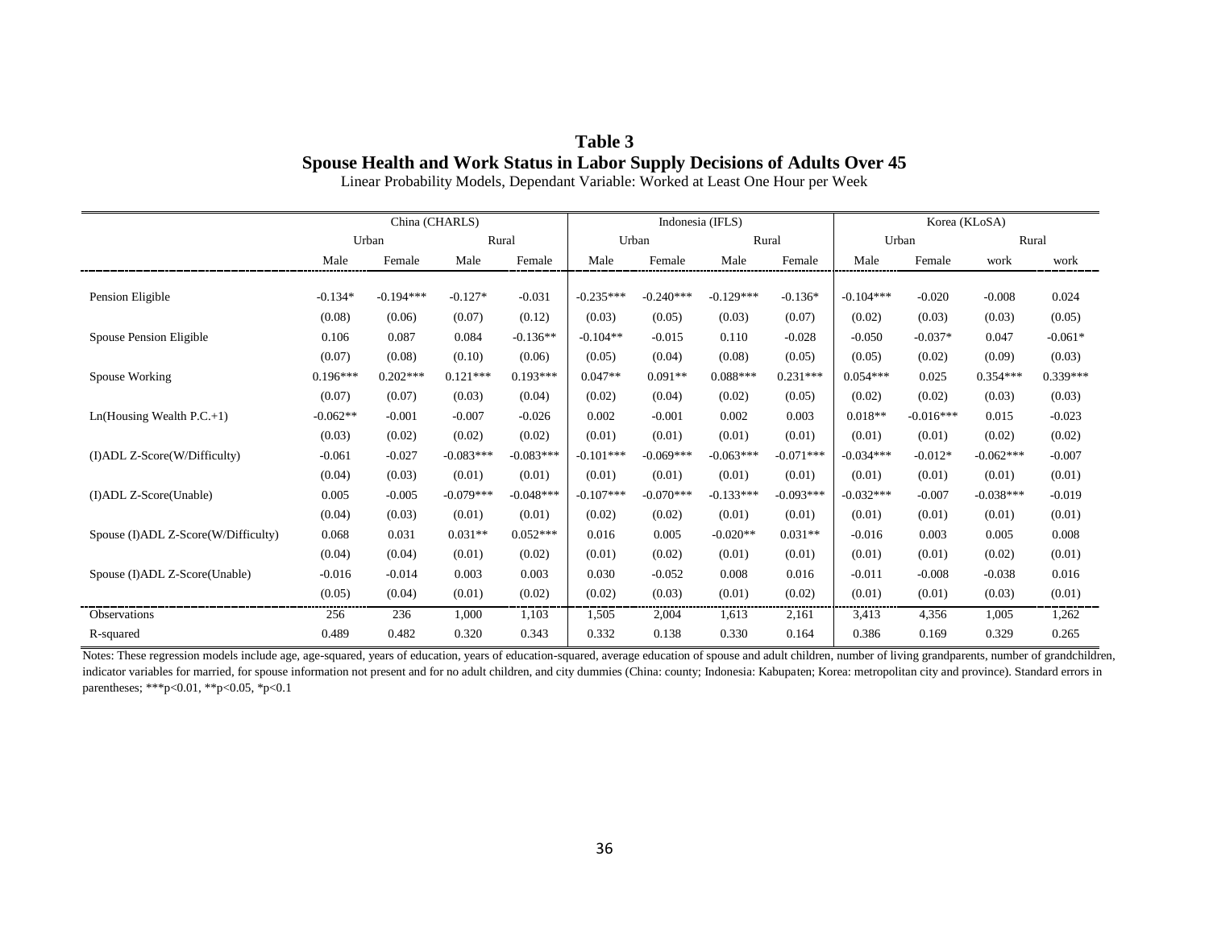# Table 3

## Spouse Health and Work Status in Labor Supply Decisions of Adults Over 45

Linear Probability Models, Dependant Variable: Worked at Least One Hour per Week

| | China (CHARLS) | | | | Indonesia (IFLS) | | | | Korea (KLoSA) | | | |
|---|---|---|---|---|---|---|---|---|---|---|---|---|
| | Urban | | Rural | | Urban | | Rural | | Urban | | Rural | |
| | Male | Female | Male | Female | Male | Female | Male | Female | Male | Female | work | work |
| Pension Eligible | -0.134* | -0.194*** | -0.127* | -0.031 | -0.235*** | -0.240*** | -0.129*** | -0.136* | -0.104*** | -0.020 | -0.008 | 0.024 |
| | (0.08) | (0.06) | (0.07) | (0.12) | (0.03) | (0.05) | (0.03) | (0.07) | (0.02) | (0.03) | (0.03) | (0.05) |
| Spouse Pension Eligible | 0.106 | 0.087 | 0.084 | -0.136** | -0.104** | -0.015 | 0.110 | -0.028 | -0.050 | -0.037* | 0.047 | -0.061* |
| | (0.07) | (0.08) | (0.10) | (0.06) | (0.05) | (0.04) | (0.08) | (0.05) | (0.05) | (0.02) | (0.09) | (0.03) |
| Spouse Working | 0.196*** | 0.202*** | 0.121*** | 0.193*** | 0.047** | 0.091** | 0.088*** | 0.231*** | 0.054*** | 0.025 | 0.354*** | 0.339*** |
| | (0.07) | (0.07) | (0.03) | (0.04) | (0.02) | (0.04) | (0.02) | (0.05) | (0.02) | (0.02) | (0.03) | (0.03) |
| Ln(Housing Wealth P.C.+1) | -0.062** | -0.001 | -0.007 | -0.026 | 0.002 | -0.001 | 0.002 | 0.003 | 0.018** | -0.016*** | 0.015 | -0.023 |
| | (0.03) | (0.02) | (0.02) | (0.02) | (0.01) | (0.01) | (0.01) | (0.01) | (0.01) | (0.01) | (0.02) | (0.02) |
| (I)ADL Z-Score(W/Difficulty) | -0.061 | -0.027 | -0.083*** | -0.083*** | -0.101*** | -0.069*** | -0.063*** | -0.071*** | -0.034*** | -0.012* | -0.062*** | -0.007 |
| | (0.04) | (0.03) | (0.01) | (0.01) | (0.01) | (0.01) | (0.01) | (0.01) | (0.01) | (0.01) | (0.01) | (0.01) |
| (I)ADL Z-Score(Unable) | 0.005 | -0.005 | -0.079*** | -0.048*** | -0.107*** | -0.070*** | -0.133*** | -0.093*** | -0.032*** | -0.007 | -0.038*** | -0.019 |
| | (0.04) | (0.03) | (0.01) | (0.01) | (0.02) | (0.02) | (0.01) | (0.01) | (0.01) | (0.01) | (0.01) | (0.01) |
| Spouse (I)ADL Z-Score(W/Difficulty) | 0.068 | 0.031 | 0.031** | 0.052*** | 0.016 | 0.005 | -0.020** | 0.031** | -0.016 | 0.003 | 0.005 | 0.008 |
| | (0.04) | (0.04) | (0.01) | (0.02) | (0.01) | (0.02) | (0.01) | (0.01) | (0.01) | (0.01) | (0.02) | (0.01) |
| Spouse (I)ADL Z-Score(Unable) | -0.016 | -0.014 | 0.003 | 0.003 | 0.030 | -0.052 | 0.008 | 0.016 | -0.011 | -0.008 | -0.038 | 0.016 |
| | (0.05) | (0.04) | (0.01) | (0.02) | (0.02) | (0.03) | (0.01) | (0.02) | (0.01) | (0.01) | (0.03) | (0.01) |
| Observations | 256 | 236 | 1,000 | 1,103 | 1,505 | 2,004 | 1,613 | 2,161 | 3,413 | 4,356 | 1,005 | 1,262 |
| R-squared | 0.489 | 0.482 | 0.320 | 0.343 | 0.332 | 0.138 | 0.330 | 0.164 | 0.386 | 0.169 | 0.329 | 0.265 |

Notes: These regression models include age, age-squared, years of education, years of education-squared, average education of spouse and adult children, number of living grandparents, number of grandchildren, indicator variables for married, for spouse information not present and for no adult children, and city dummies (China: county; Indonesia: Kabupaten; Korea: metropolitan city and province). Standard errors in parentheses; ***p<0.01, **p<0.05, *p<0.1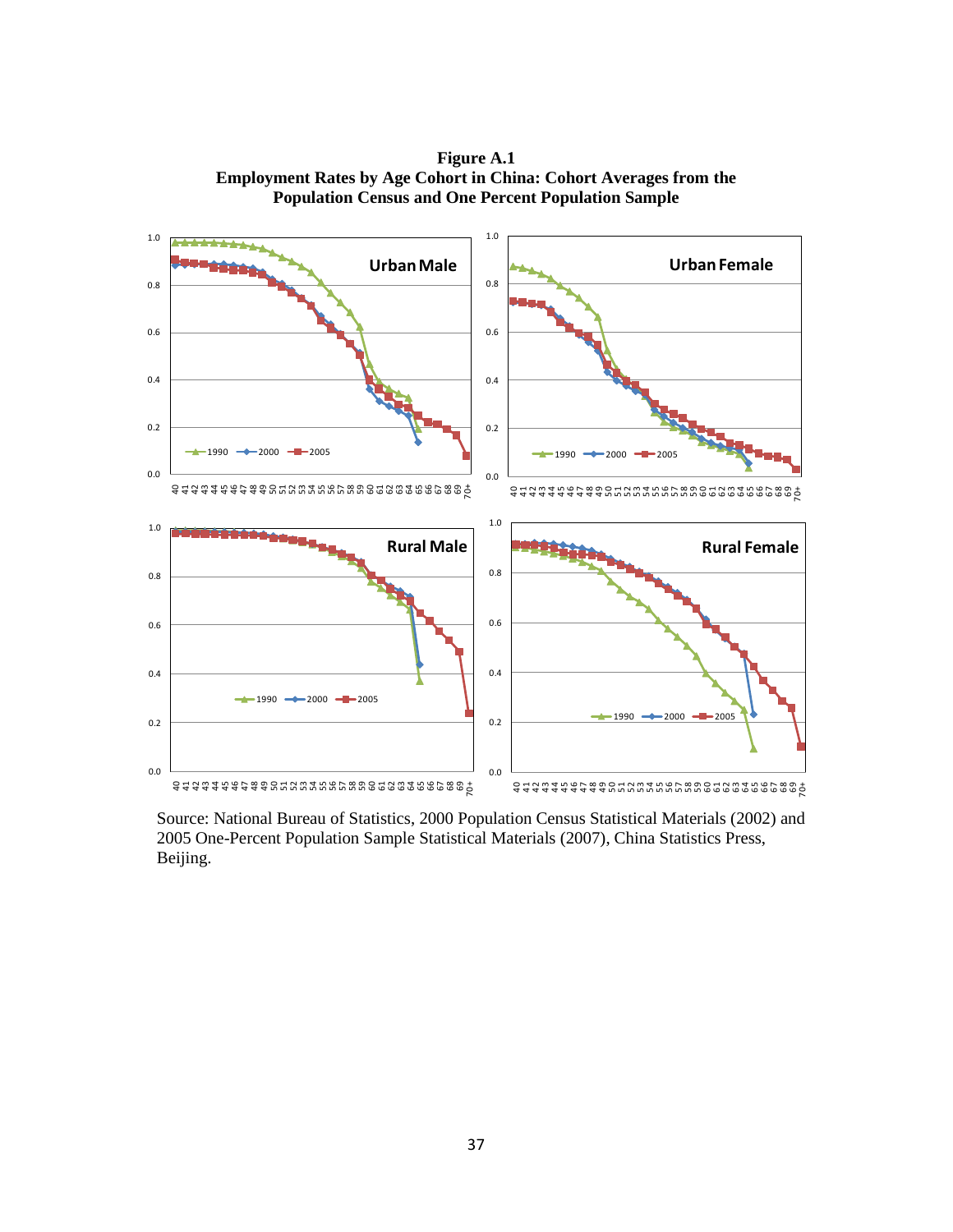**Figure A.1**
**Employment Rates by Age Cohort in China: Cohort Averages from the Population Census and One Percent Population Sample**

Source: National Bureau of Statistics, 2000 Population Census Statistical Materials (2002) and 2005 One-Percent Population Sample Statistical Materials (2007), China Statistics Press, Beijing.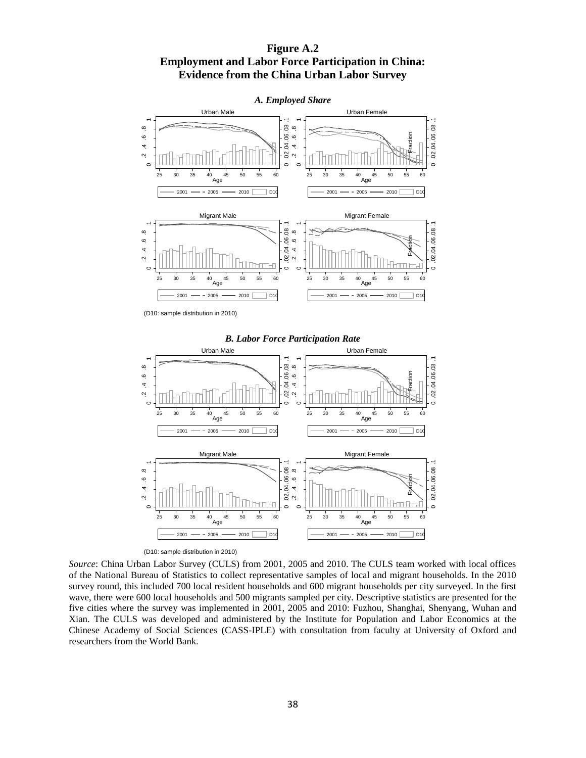**Figure A.2**
**Employment and Labor Force Participation in China: Evidence from the China Urban Labor Survey**

***A. Employed Share***

Urban Male

Urban Female

Migrant Male

Migrant Female

0 .2 .4 .6 .8 1

0 .02 .04 .06 .08 .1

Fraction

25 30 35 40 45 50 55 60

Age

2001 2005 2010 D10

(D10: sample distribution in 2010)

***B. Labor Force Participation Rate***

Urban Male

Urban Female

Migrant Male

Migrant Female

0 .2 .4 .6 .8 1

0 .02 .04 .06 .08 .1

Fraction

25 30 35 40 45 50 55 60

Age

2001 2005 2010 D10

(D10: sample distribution in 2010)

*Source*: China Urban Labor Survey (CULS) from 2001, 2005 and 2010. The CULS team worked with local offices of the National Bureau of Statistics to collect representative samples of local and migrant households. In the 2010 survey round, this included 700 local resident households and 600 migrant households per city surveyed. In the first wave, there were 600 local households and 500 migrants sampled per city. Descriptive statistics are presented for the five cities where the survey was implemented in 2001, 2005 and 2010: Fuzhou, Shanghai, Shenyang, Wuhan and Xian. The CULS was developed and administered by the Institute for Population and Labor Economics at the Chinese Academy of Social Sciences (CASS-IPLE) with consultation from faculty at University of Oxford and researchers from the World Bank.